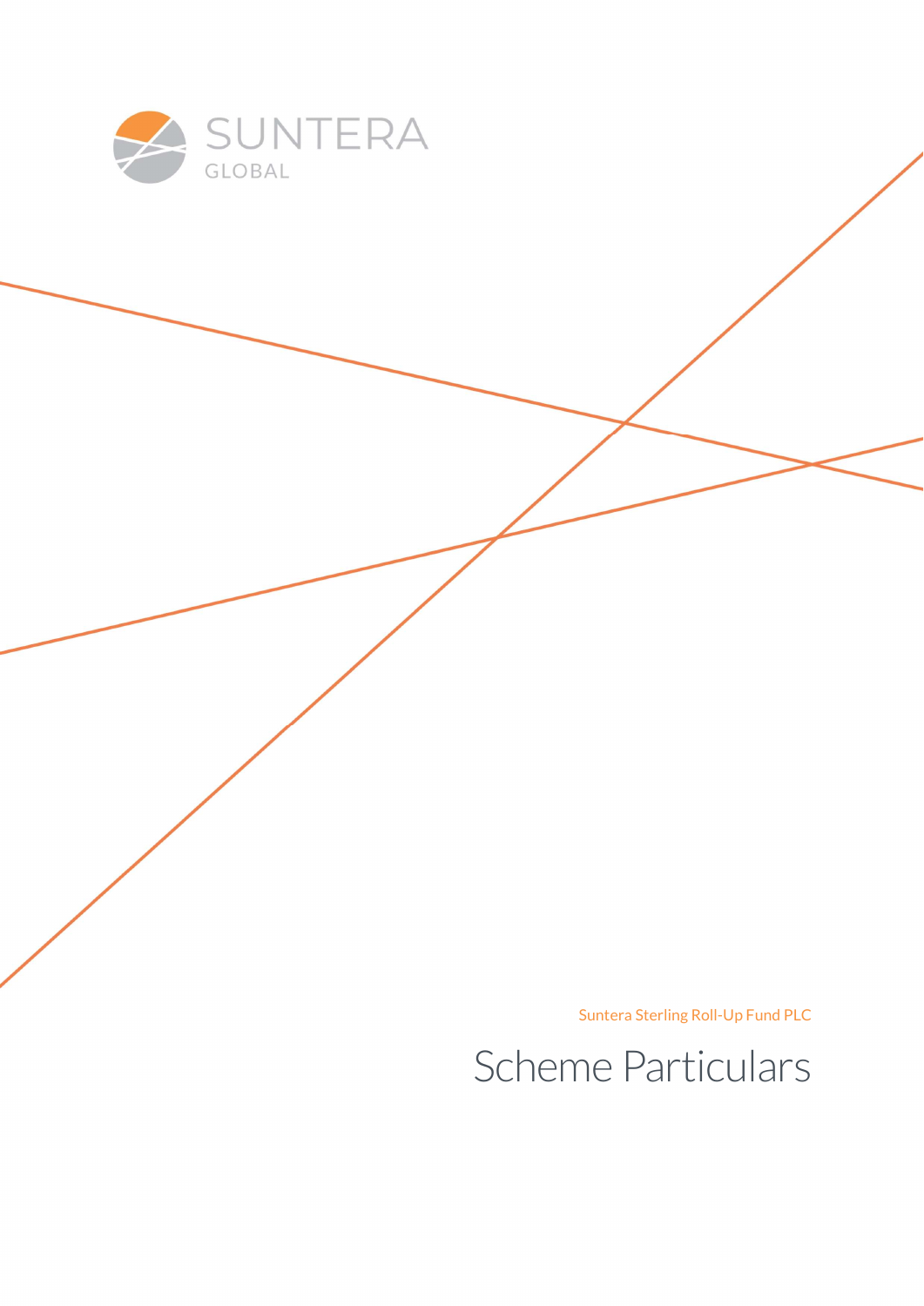SUNTERA
GLOBAL

Suntera Sterling Roll-Up Fund PLC

# Scheme Particulars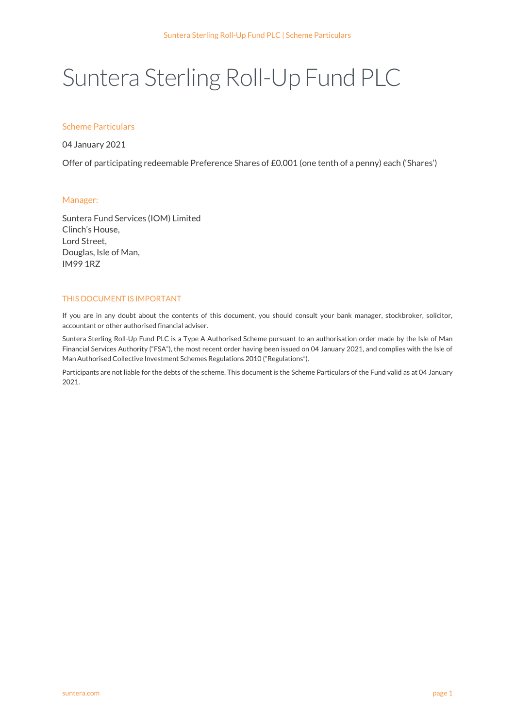# Suntera Sterling Roll-Up Fund PLC

## Scheme Particulars

04 January 2021

Offer of participating redeemable Preference Shares of £0.001 (one tenth of a penny) each ('Shares')

## Manager:

Suntera Fund Services (IOM) Limited
Clinch's House,
Lord Street,
Douglas, Isle of Man,
IM99 1RZ

## THIS DOCUMENT IS IMPORTANT

If you are in any doubt about the contents of this document, you should consult your bank manager, stockbroker, solicitor, accountant or other authorised financial adviser.

Suntera Sterling Roll-Up Fund PLC is a Type A Authorised Scheme pursuant to an authorisation order made by the Isle of Man Financial Services Authority ("FSA"), the most recent order having been issued on 04 January 2021, and complies with the Isle of Man Authorised Collective Investment Schemes Regulations 2010 ("Regulations").

Participants are not liable for the debts of the scheme. This document is the Scheme Particulars of the Fund valid as at 04 January 2021.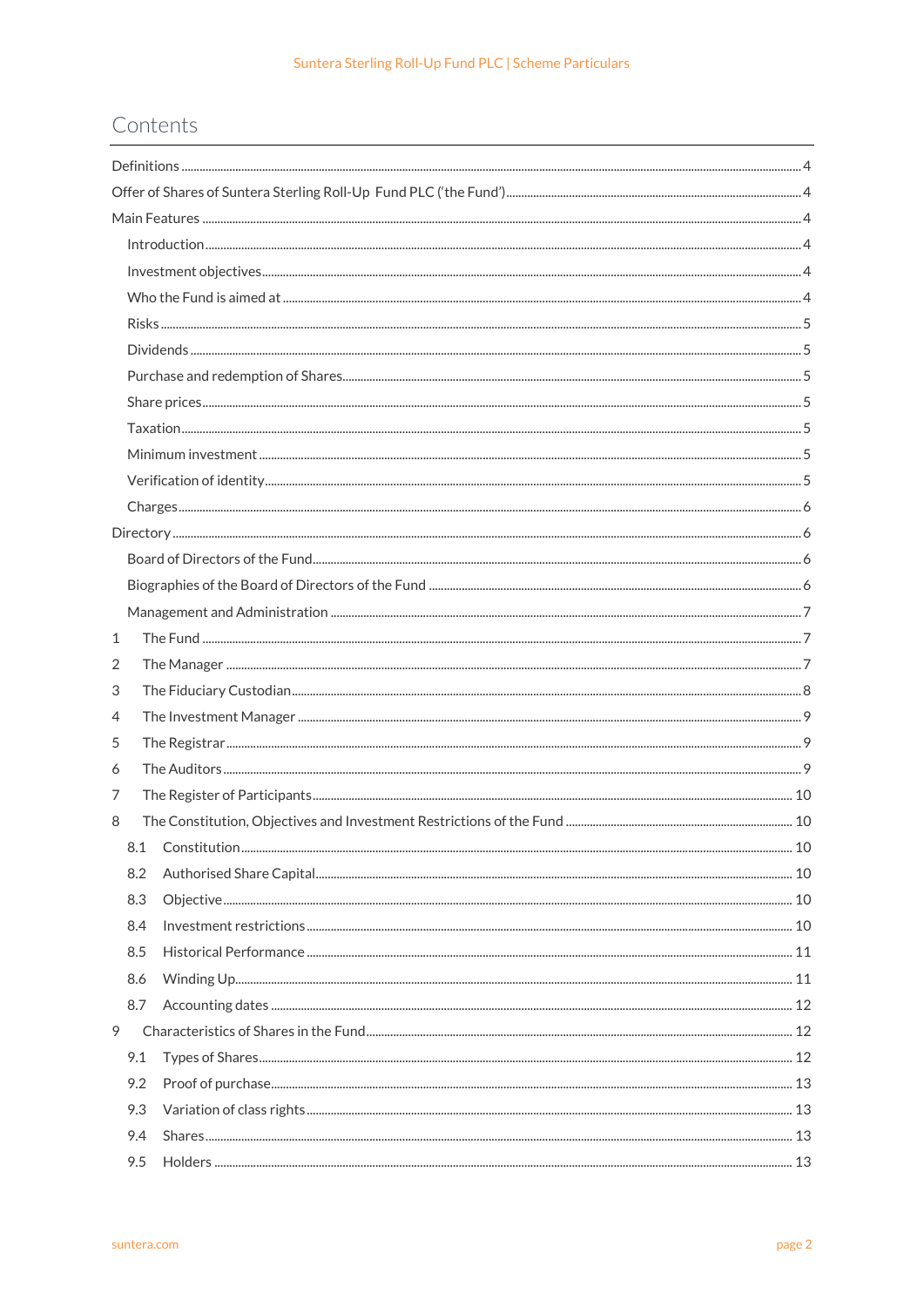# Contents

Definitions ..... 4

Offer of Shares of Suntera Sterling Roll-Up Fund PLC ('the Fund') ..... 4

Main Features ..... 4

- Introduction ..... 4
- Investment objectives ..... 4
- Who the Fund is aimed at ..... 4
- Risks ..... 5
- Dividends ..... 5
- Purchase and redemption of Shares ..... 5
- Share prices ..... 5
- Taxation ..... 5
- Minimum investment ..... 5
- Verification of identity ..... 5
- Charges ..... 6

Directory ..... 6

- Board of Directors of the Fund ..... 6
- Biographies of the Board of Directors of the Fund ..... 6
- Management and Administration ..... 7

1 The Fund ..... 7

2 The Manager ..... 7

3 The Fiduciary Custodian ..... 8

4 The Investment Manager ..... 9

5 The Registrar ..... 9

6 The Auditors ..... 9

7 The Register of Participants ..... 10

8 The Constitution, Objectives and Investment Restrictions of the Fund ..... 10

- 8.1 Constitution ..... 10
- 8.2 Authorised Share Capital ..... 10
- 8.3 Objective ..... 10
- 8.4 Investment restrictions ..... 10
- 8.5 Historical Performance ..... 11
- 8.6 Winding Up ..... 11
- 8.7 Accounting dates ..... 12

9 Characteristics of Shares in the Fund ..... 12

- 9.1 Types of Shares ..... 12
- 9.2 Proof of purchase ..... 13
- 9.3 Variation of class rights ..... 13
- 9.4 Shares ..... 13
- 9.5 Holders ..... 13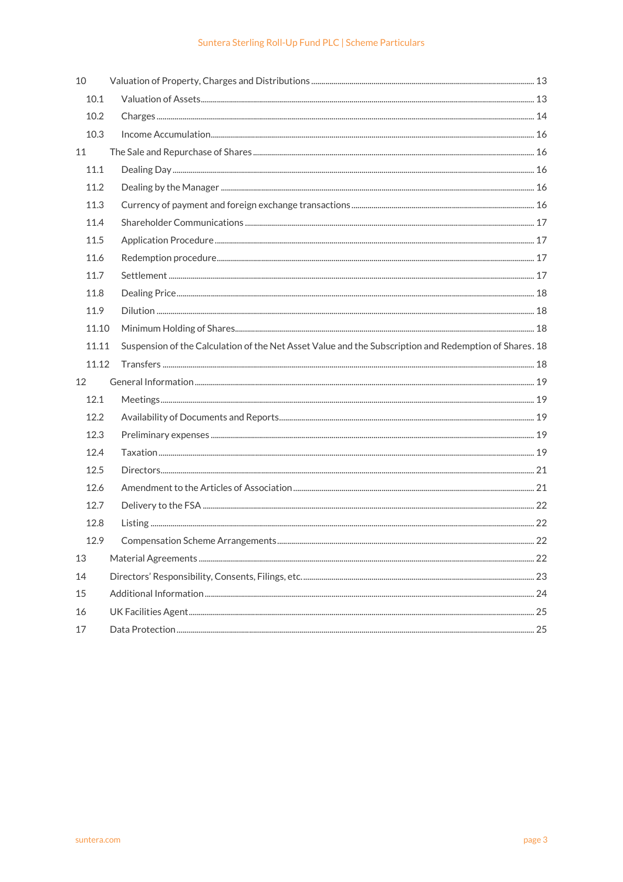10 Valuation of Property, Charges and Distributions ..... 13
- 10.1 Valuation of Assets ..... 13
- 10.2 Charges ..... 14
- 10.3 Income Accumulation ..... 16

11 The Sale and Repurchase of Shares ..... 16
- 11.1 Dealing Day ..... 16
- 11.2 Dealing by the Manager ..... 16
- 11.3 Currency of payment and foreign exchange transactions ..... 16
- 11.4 Shareholder Communications ..... 17
- 11.5 Application Procedure ..... 17
- 11.6 Redemption procedure ..... 17
- 11.7 Settlement ..... 17
- 11.8 Dealing Price ..... 18
- 11.9 Dilution ..... 18
- 11.10 Minimum Holding of Shares ..... 18
- 11.11 Suspension of the Calculation of the Net Asset Value and the Subscription and Redemption of Shares . 18
- 11.12 Transfers ..... 18

12 General Information ..... 19
- 12.1 Meetings ..... 19
- 12.2 Availability of Documents and Reports ..... 19
- 12.3 Preliminary expenses ..... 19
- 12.4 Taxation ..... 19
- 12.5 Directors ..... 21
- 12.6 Amendment to the Articles of Association ..... 21
- 12.7 Delivery to the FSA ..... 22
- 12.8 Listing ..... 22
- 12.9 Compensation Scheme Arrangements ..... 22

13 Material Agreements ..... 22

14 Directors' Responsibility, Consents, Filings, etc. ..... 23

15 Additional Information ..... 24

16 UK Facilities Agent ..... 25

17 Data Protection ..... 25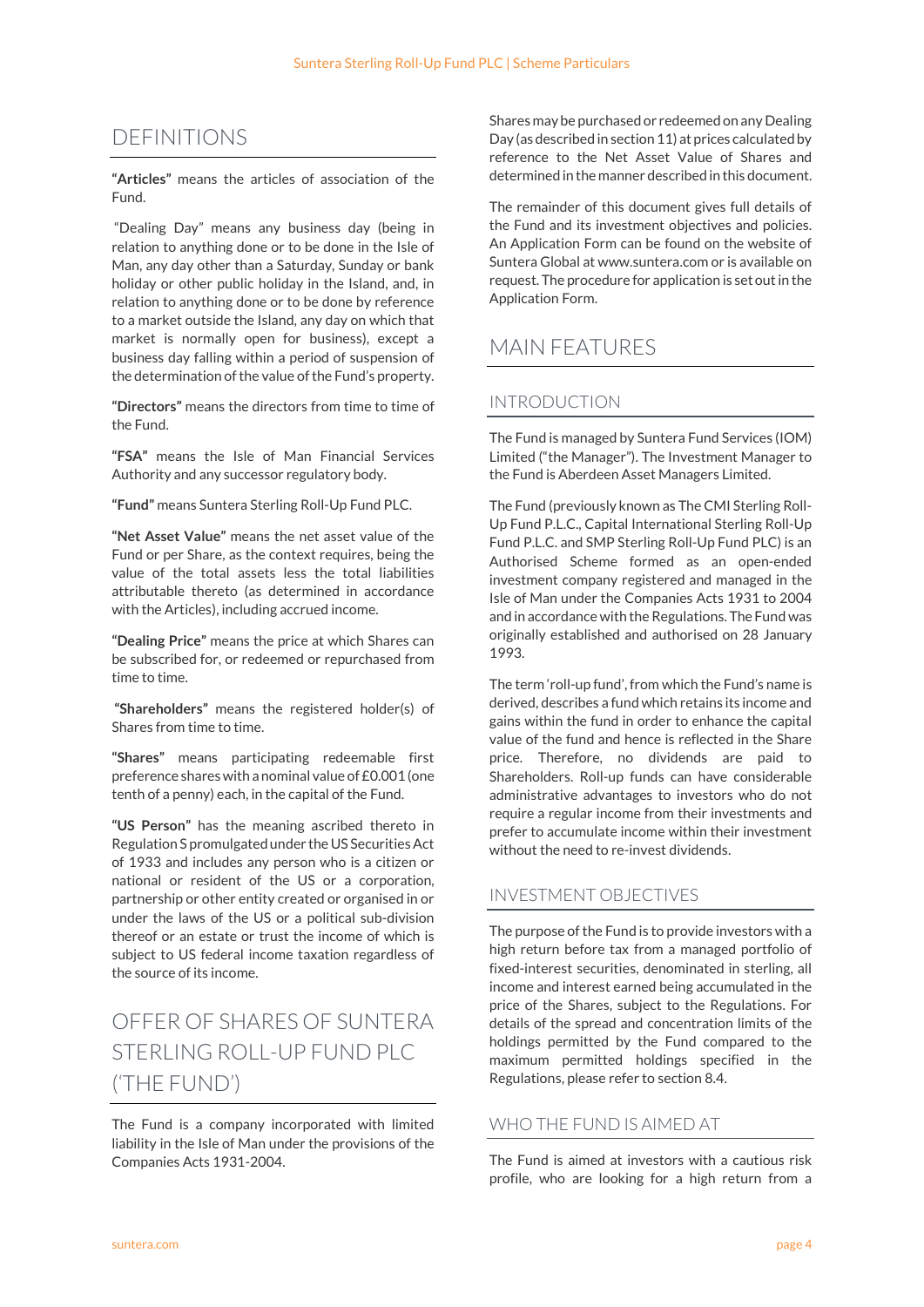# DEFINITIONS

**"Articles"** means the articles of association of the Fund.

"Dealing Day" means any business day (being in relation to anything done or to be done in the Isle of Man, any day other than a Saturday, Sunday or bank holiday or other public holiday in the Island, and, in relation to anything done or to be done by reference to a market outside the Island, any day on which that market is normally open for business), except a business day falling within a period of suspension of the determination of the value of the Fund's property.

**"Directors"** means the directors from time to time of the Fund.

**"FSA"** means the Isle of Man Financial Services Authority and any successor regulatory body.

**"Fund"** means Suntera Sterling Roll-Up Fund PLC.

**"Net Asset Value"** means the net asset value of the Fund or per Share, as the context requires, being the value of the total assets less the total liabilities attributable thereto (as determined in accordance with the Articles), including accrued income.

**"Dealing Price"** means the price at which Shares can be subscribed for, or redeemed or repurchased from time to time.

**"Shareholders"** means the registered holder(s) of Shares from time to time.

**"Shares"** means participating redeemable first preference shares with a nominal value of £0.001 (one tenth of a penny) each, in the capital of the Fund.

**"US Person"** has the meaning ascribed thereto in Regulation S promulgated under the US Securities Act of 1933 and includes any person who is a citizen or national or resident of the US or a corporation, partnership or other entity created or organised in or under the laws of the US or a political sub-division thereof or an estate or trust the income of which is subject to US federal income taxation regardless of the source of its income.

# OFFER OF SHARES OF SUNTERA STERLING ROLL-UP FUND PLC ('THE FUND')

The Fund is a company incorporated with limited liability in the Isle of Man under the provisions of the Companies Acts 1931-2004.

Shares may be purchased or redeemed on any Dealing Day (as described in section 11) at prices calculated by reference to the Net Asset Value of Shares and determined in the manner described in this document.

The remainder of this document gives full details of the Fund and its investment objectives and policies. An Application Form can be found on the website of Suntera Global at www.suntera.com or is available on request. The procedure for application is set out in the Application Form.

# MAIN FEATURES

## INTRODUCTION

The Fund is managed by Suntera Fund Services (IOM) Limited ("the Manager"). The Investment Manager to the Fund is Aberdeen Asset Managers Limited.

The Fund (previously known as The CMI Sterling Roll-Up Fund P.L.C., Capital International Sterling Roll-Up Fund P.L.C. and SMP Sterling Roll-Up Fund PLC) is an Authorised Scheme formed as an open-ended investment company registered and managed in the Isle of Man under the Companies Acts 1931 to 2004 and in accordance with the Regulations. The Fund was originally established and authorised on 28 January 1993.

The term 'roll-up fund', from which the Fund's name is derived, describes a fund which retains its income and gains within the fund in order to enhance the capital value of the fund and hence is reflected in the Share price. Therefore, no dividends are paid to Shareholders. Roll-up funds can have considerable administrative advantages to investors who do not require a regular income from their investments and prefer to accumulate income within their investment without the need to re-invest dividends.

## INVESTMENT OBJECTIVES

The purpose of the Fund is to provide investors with a high return before tax from a managed portfolio of fixed-interest securities, denominated in sterling, all income and interest earned being accumulated in the price of the Shares, subject to the Regulations. For details of the spread and concentration limits of the holdings permitted by the Fund compared to the maximum permitted holdings specified in the Regulations, please refer to section 8.4.

## WHO THE FUND IS AIMED AT

The Fund is aimed at investors with a cautious risk profile, who are looking for a high return from a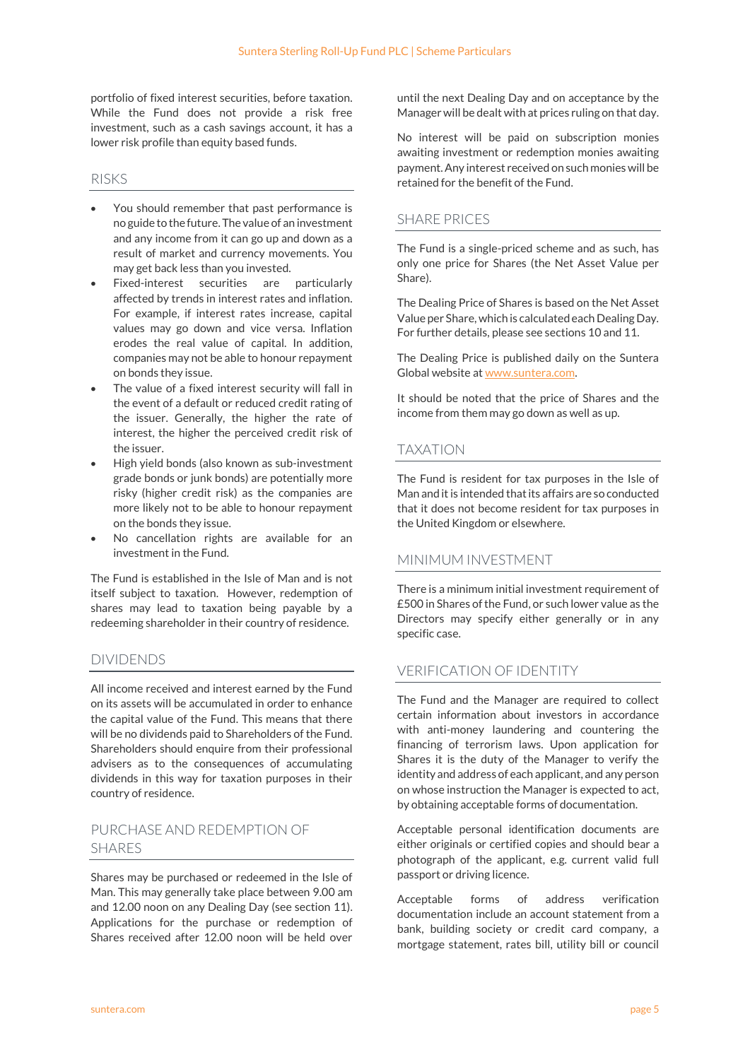portfolio of fixed interest securities, before taxation. While the Fund does not provide a risk free investment, such as a cash savings account, it has a lower risk profile than equity based funds.

## RISKS

- You should remember that past performance is no guide to the future. The value of an investment and any income from it can go up and down as a result of market and currency movements. You may get back less than you invested.
- Fixed-interest securities are particularly affected by trends in interest rates and inflation. For example, if interest rates increase, capital values may go down and vice versa. Inflation erodes the real value of capital. In addition, companies may not be able to honour repayment on bonds they issue.
- The value of a fixed interest security will fall in the event of a default or reduced credit rating of the issuer. Generally, the higher the rate of interest, the higher the perceived credit risk of the issuer.
- High yield bonds (also known as sub-investment grade bonds or junk bonds) are potentially more risky (higher credit risk) as the companies are more likely not to be able to honour repayment on the bonds they issue.
- No cancellation rights are available for an investment in the Fund.

The Fund is established in the Isle of Man and is not itself subject to taxation. However, redemption of shares may lead to taxation being payable by a redeeming shareholder in their country of residence.

## DIVIDENDS

All income received and interest earned by the Fund on its assets will be accumulated in order to enhance the capital value of the Fund. This means that there will be no dividends paid to Shareholders of the Fund. Shareholders should enquire from their professional advisers as to the consequences of accumulating dividends in this way for taxation purposes in their country of residence.

## PURCHASE AND REDEMPTION OF SHARES

Shares may be purchased or redeemed in the Isle of Man. This may generally take place between 9.00 am and 12.00 noon on any Dealing Day (see section 11). Applications for the purchase or redemption of Shares received after 12.00 noon will be held over until the next Dealing Day and on acceptance by the Manager will be dealt with at prices ruling on that day.

No interest will be paid on subscription monies awaiting investment or redemption monies awaiting payment. Any interest received on such monies will be retained for the benefit of the Fund.

## SHARE PRICES

The Fund is a single-priced scheme and as such, has only one price for Shares (the Net Asset Value per Share).

The Dealing Price of Shares is based on the Net Asset Value per Share, which is calculated each Dealing Day. For further details, please see sections 10 and 11.

The Dealing Price is published daily on the Suntera Global website at www.suntera.com.

It should be noted that the price of Shares and the income from them may go down as well as up.

## TAXATION

The Fund is resident for tax purposes in the Isle of Man and it is intended that its affairs are so conducted that it does not become resident for tax purposes in the United Kingdom or elsewhere.

## MINIMUM INVESTMENT

There is a minimum initial investment requirement of £500 in Shares of the Fund, or such lower value as the Directors may specify either generally or in any specific case.

## VERIFICATION OF IDENTITY

The Fund and the Manager are required to collect certain information about investors in accordance with anti-money laundering and countering the financing of terrorism laws. Upon application for Shares it is the duty of the Manager to verify the identity and address of each applicant, and any person on whose instruction the Manager is expected to act, by obtaining acceptable forms of documentation.

Acceptable personal identification documents are either originals or certified copies and should bear a photograph of the applicant, e.g. current valid full passport or driving licence.

Acceptable forms of address verification documentation include an account statement from a bank, building society or credit card company, a mortgage statement, rates bill, utility bill or council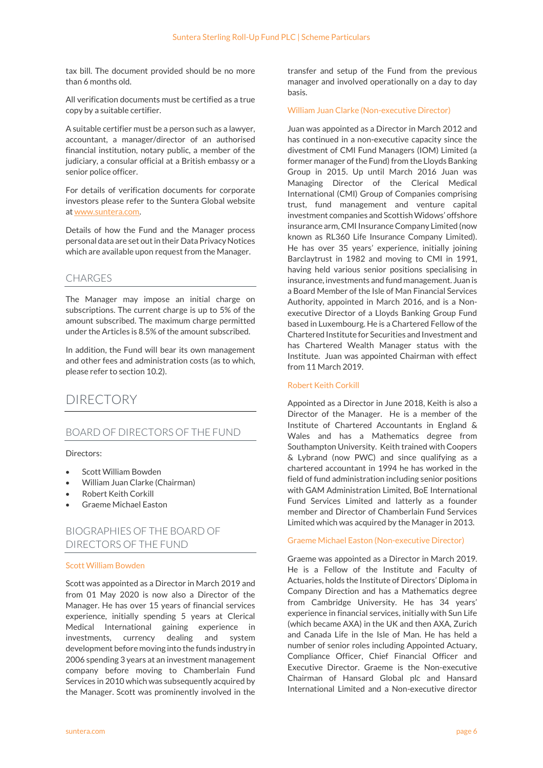tax bill. The document provided should be no more than 6 months old.

All verification documents must be certified as a true copy by a suitable certifier.

A suitable certifier must be a person such as a lawyer, accountant, a manager/director of an authorised financial institution, notary public, a member of the judiciary, a consular official at a British embassy or a senior police officer.

For details of verification documents for corporate investors please refer to the Suntera Global website at www.suntera.com.

Details of how the Fund and the Manager process personal data are set out in their Data Privacy Notices which are available upon request from the Manager.

## CHARGES

The Manager may impose an initial charge on subscriptions. The current charge is up to 5% of the amount subscribed. The maximum charge permitted under the Articles is 8.5% of the amount subscribed.

In addition, the Fund will bear its own management and other fees and administration costs (as to which, please refer to section 10.2).

# DIRECTORY

## BOARD OF DIRECTORS OF THE FUND

Directors:

- Scott William Bowden
- William Juan Clarke (Chairman)
- Robert Keith Corkill
- Graeme Michael Easton

## BIOGRAPHIES OF THE BOARD OF DIRECTORS OF THE FUND

### Scott William Bowden

Scott was appointed as a Director in March 2019 and from 01 May 2020 is now also a Director of the Manager. He has over 15 years of financial services experience, initially spending 5 years at Clerical Medical International gaining experience in investments, currency dealing and system development before moving into the funds industry in 2006 spending 3 years at an investment management company before moving to Chamberlain Fund Services in 2010 which was subsequently acquired by the Manager. Scott was prominently involved in the transfer and setup of the Fund from the previous manager and involved operationally on a day to day basis.

### William Juan Clarke (Non-executive Director)

Juan was appointed as a Director in March 2012 and has continued in a non-executive capacity since the divestment of CMI Fund Managers (IOM) Limited (a former manager of the Fund) from the Lloyds Banking Group in 2015. Up until March 2016 Juan was Managing Director of the Clerical Medical International (CMI) Group of Companies comprising trust, fund management and venture capital investment companies and Scottish Widows' offshore insurance arm, CMI Insurance Company Limited (now known as RL360 Life Insurance Company Limited). He has over 35 years' experience, initially joining Barclaytrust in 1982 and moving to CMI in 1991, having held various senior positions specialising in insurance, investments and fund management. Juan is a Board Member of the Isle of Man Financial Services Authority, appointed in March 2016, and is a Non-executive Director of a Lloyds Banking Group Fund based in Luxembourg. He is a Chartered Fellow of the Chartered Institute for Securities and Investment and has Chartered Wealth Manager status with the Institute. Juan was appointed Chairman with effect from 11 March 2019.

### Robert Keith Corkill

Appointed as a Director in June 2018, Keith is also a Director of the Manager. He is a member of the Institute of Chartered Accountants in England & Wales and has a Mathematics degree from Southampton University. Keith trained with Coopers & Lybrand (now PWC) and since qualifying as a chartered accountant in 1994 he has worked in the field of fund administration including senior positions with GAM Administration Limited, BoE International Fund Services Limited and latterly as a founder member and Director of Chamberlain Fund Services Limited which was acquired by the Manager in 2013.

### Graeme Michael Easton (Non-executive Director)

Graeme was appointed as a Director in March 2019. He is a Fellow of the Institute and Faculty of Actuaries, holds the Institute of Directors' Diploma in Company Direction and has a Mathematics degree from Cambridge University. He has 34 years' experience in financial services, initially with Sun Life (which became AXA) in the UK and then AXA, Zurich and Canada Life in the Isle of Man. He has held a number of senior roles including Appointed Actuary, Compliance Officer, Chief Financial Officer and Executive Director. Graeme is the Non-executive Chairman of Hansard Global plc and Hansard International Limited and a Non-executive director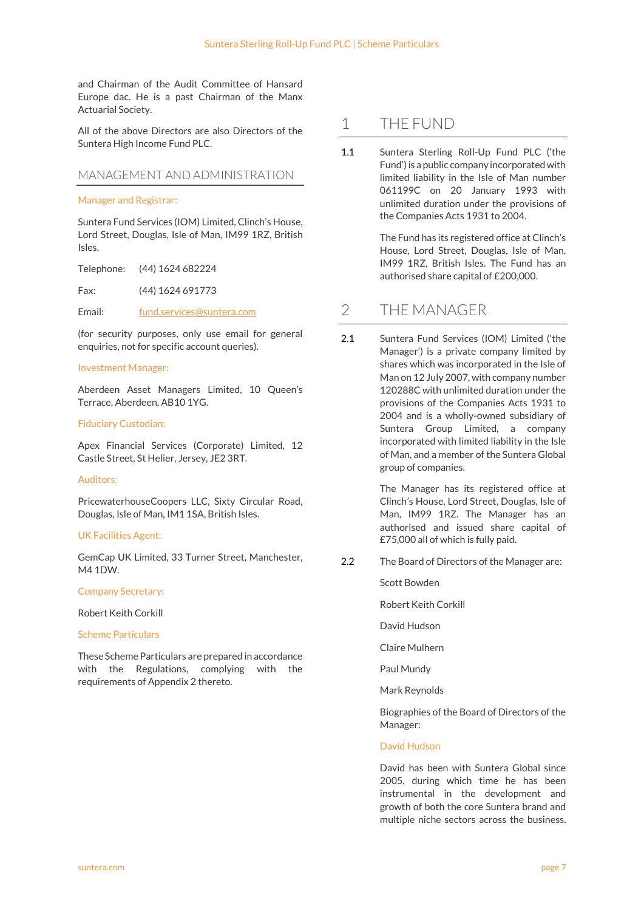and Chairman of the Audit Committee of Hansard Europe dac. He is a past Chairman of the Manx Actuarial Society.

All of the above Directors are also Directors of the Suntera High Income Fund PLC.

## MANAGEMENT AND ADMINISTRATION

### Manager and Registrar:

Suntera Fund Services (IOM) Limited, Clinch's House, Lord Street, Douglas, Isle of Man, IM99 1RZ, British Isles.

Telephone: (44) 1624 682224

Fax: (44) 1624 691773

Email: fund.services@suntera.com

(for security purposes, only use email for general enquiries, not for specific account queries).

### Investment Manager:

Aberdeen Asset Managers Limited, 10 Queen's Terrace, Aberdeen, AB10 1YG.

### Fiduciary Custodian:

Apex Financial Services (Corporate) Limited, 12 Castle Street, St Helier, Jersey, JE2 3RT.

### Auditors:

PricewaterhouseCoopers LLC, Sixty Circular Road, Douglas, Isle of Man, IM1 1SA, British Isles.

### UK Facilities Agent:

GemCap UK Limited, 33 Turner Street, Manchester, M4 1DW.

### Company Secretary:

Robert Keith Corkill

### Scheme Particulars

These Scheme Particulars are prepared in accordance with the Regulations, complying with the requirements of Appendix 2 thereto.

## 1 THE FUND

1.1 Suntera Sterling Roll-Up Fund PLC ('the Fund') is a public company incorporated with limited liability in the Isle of Man number 061199C on 20 January 1993 with unlimited duration under the provisions of the Companies Acts 1931 to 2004.

The Fund has its registered office at Clinch's House, Lord Street, Douglas, Isle of Man, IM99 1RZ, British Isles. The Fund has an authorised share capital of £200,000.

## 2 THE MANAGER

2.1 Suntera Fund Services (IOM) Limited ('the Manager') is a private company limited by shares which was incorporated in the Isle of Man on 12 July 2007, with company number 120288C with unlimited duration under the provisions of the Companies Acts 1931 to 2004 and is a wholly-owned subsidiary of Suntera Group Limited, a company incorporated with limited liability in the Isle of Man, and a member of the Suntera Global group of companies.

The Manager has its registered office at Clinch's House, Lord Street, Douglas, Isle of Man, IM99 1RZ. The Manager has an authorised and issued share capital of £75,000 all of which is fully paid.

2.2 The Board of Directors of the Manager are:

Scott Bowden

Robert Keith Corkill

David Hudson

Claire Mulhern

Paul Mundy

Mark Reynolds

Biographies of the Board of Directors of the Manager:

### David Hudson

David has been with Suntera Global since 2005, during which time he has been instrumental in the development and growth of both the core Suntera brand and multiple niche sectors across the business.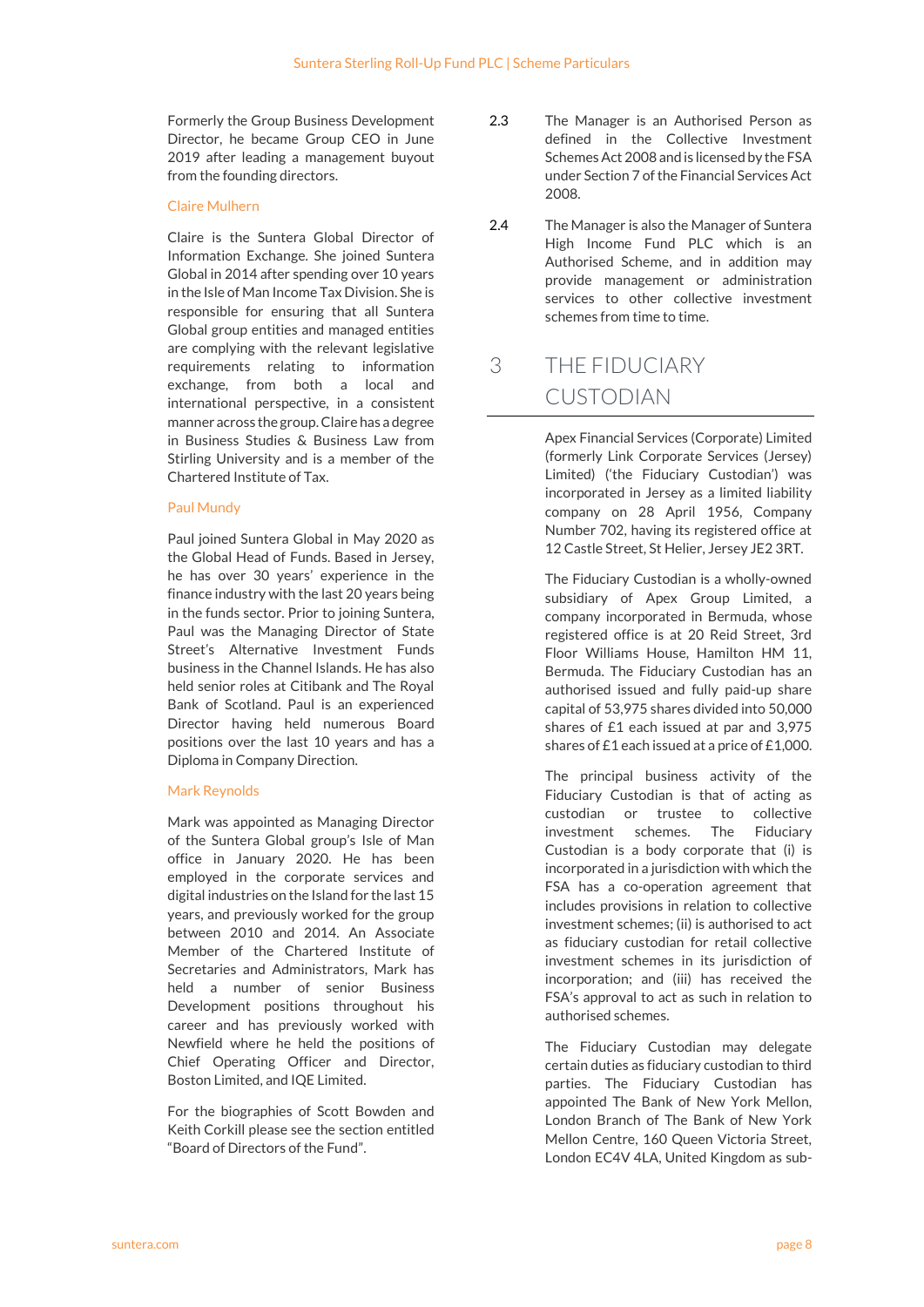Formerly the Group Business Development Director, he became Group CEO in June 2019 after leading a management buyout from the founding directors.

### Claire Mulhern

Claire is the Suntera Global Director of Information Exchange. She joined Suntera Global in 2014 after spending over 10 years in the Isle of Man Income Tax Division. She is responsible for ensuring that all Suntera Global group entities and managed entities are complying with the relevant legislative requirements relating to information exchange, from both a local and international perspective, in a consistent manner across the group. Claire has a degree in Business Studies & Business Law from Stirling University and is a member of the Chartered Institute of Tax.

### Paul Mundy

Paul joined Suntera Global in May 2020 as the Global Head of Funds. Based in Jersey, he has over 30 years' experience in the finance industry with the last 20 years being in the funds sector. Prior to joining Suntera, Paul was the Managing Director of State Street's Alternative Investment Funds business in the Channel Islands. He has also held senior roles at Citibank and The Royal Bank of Scotland. Paul is an experienced Director having held numerous Board positions over the last 10 years and has a Diploma in Company Direction.

### Mark Reynolds

Mark was appointed as Managing Director of the Suntera Global group's Isle of Man office in January 2020. He has been employed in the corporate services and digital industries on the Island for the last 15 years, and previously worked for the group between 2010 and 2014. An Associate Member of the Chartered Institute of Secretaries and Administrators, Mark has held a number of senior Business Development positions throughout his career and has previously worked with Newfield where he held the positions of Chief Operating Officer and Director, Boston Limited, and IQE Limited.

For the biographies of Scott Bowden and Keith Corkill please see the section entitled "Board of Directors of the Fund".

2.3 The Manager is an Authorised Person as defined in the Collective Investment Schemes Act 2008 and is licensed by the FSA under Section 7 of the Financial Services Act 2008.

2.4 The Manager is also the Manager of Suntera High Income Fund PLC which is an Authorised Scheme, and in addition may provide management or administration services to other collective investment schemes from time to time.

## 3 THE FIDUCIARY CUSTODIAN

Apex Financial Services (Corporate) Limited (formerly Link Corporate Services (Jersey) Limited) ('the Fiduciary Custodian') was incorporated in Jersey as a limited liability company on 28 April 1956, Company Number 702, having its registered office at 12 Castle Street, St Helier, Jersey JE2 3RT.

The Fiduciary Custodian is a wholly-owned subsidiary of Apex Group Limited, a company incorporated in Bermuda, whose registered office is at 20 Reid Street, 3rd Floor Williams House, Hamilton HM 11, Bermuda. The Fiduciary Custodian has an authorised issued and fully paid-up share capital of 53,975 shares divided into 50,000 shares of £1 each issued at par and 3,975 shares of £1 each issued at a price of £1,000.

The principal business activity of the Fiduciary Custodian is that of acting as custodian or trustee to collective investment schemes. The Fiduciary Custodian is a body corporate that (i) is incorporated in a jurisdiction with which the FSA has a co-operation agreement that includes provisions in relation to collective investment schemes; (ii) is authorised to act as fiduciary custodian for retail collective investment schemes in its jurisdiction of incorporation; and (iii) has received the FSA's approval to act as such in relation to authorised schemes.

The Fiduciary Custodian may delegate certain duties as fiduciary custodian to third parties. The Fiduciary Custodian has appointed The Bank of New York Mellon, London Branch of The Bank of New York Mellon Centre, 160 Queen Victoria Street, London EC4V 4LA, United Kingdom as sub-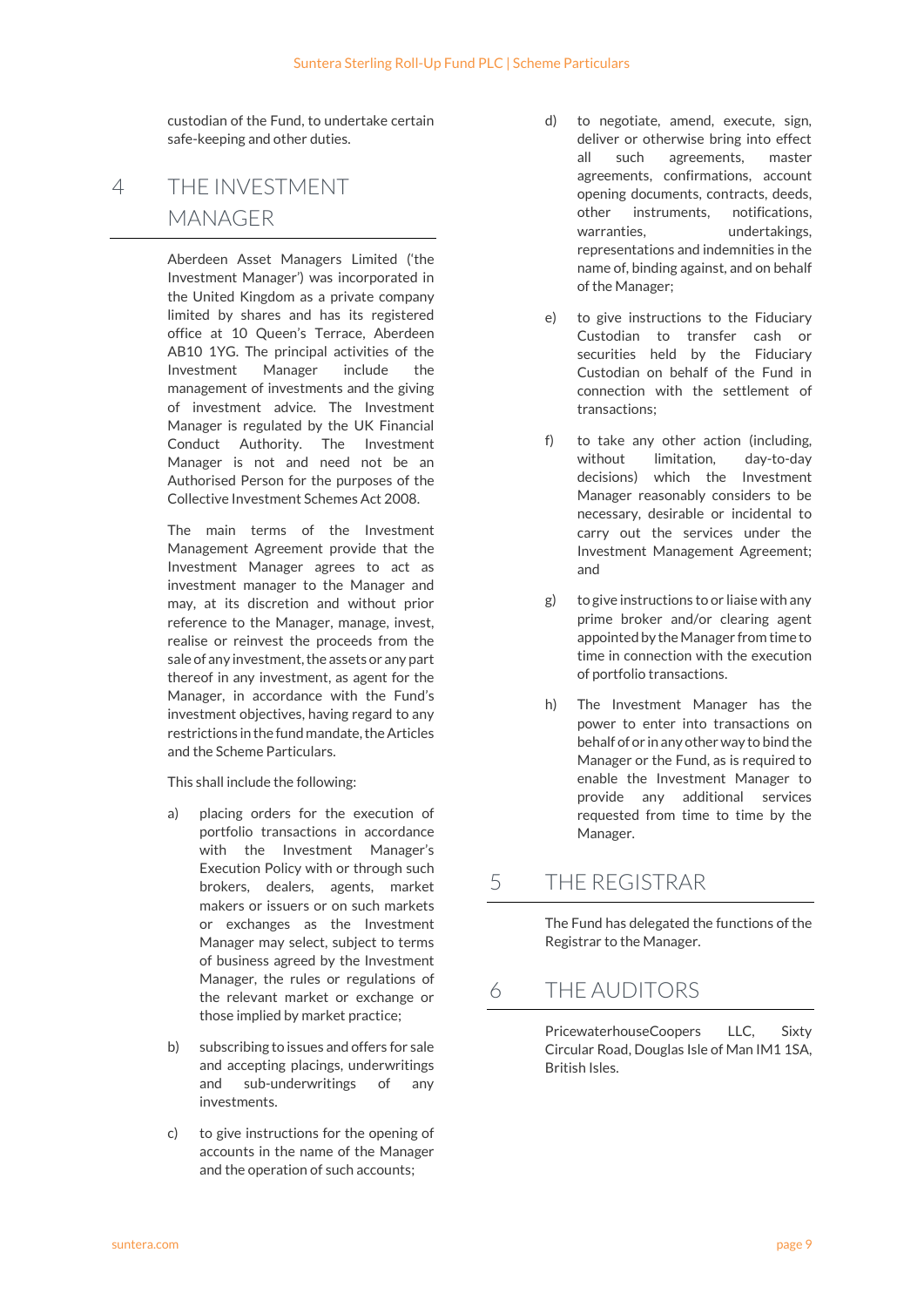custodian of the Fund, to undertake certain safe-keeping and other duties.

## 4 THE INVESTMENT MANAGER

Aberdeen Asset Managers Limited ('the Investment Manager') was incorporated in the United Kingdom as a private company limited by shares and has its registered office at 10 Queen's Terrace, Aberdeen AB10 1YG. The principal activities of the Investment Manager include the management of investments and the giving of investment advice. The Investment Manager is regulated by the UK Financial Conduct Authority. The Investment Manager is not and need not be an Authorised Person for the purposes of the Collective Investment Schemes Act 2008.

The main terms of the Investment Management Agreement provide that the Investment Manager agrees to act as investment manager to the Manager and may, at its discretion and without prior reference to the Manager, manage, invest, realise or reinvest the proceeds from the sale of any investment, the assets or any part thereof in any investment, as agent for the Manager, in accordance with the Fund's investment objectives, having regard to any restrictions in the fund mandate, the Articles and the Scheme Particulars.

This shall include the following:

a) placing orders for the execution of portfolio transactions in accordance with the Investment Manager's Execution Policy with or through such brokers, dealers, agents, market makers or issuers or on such markets or exchanges as the Investment Manager may select, subject to terms of business agreed by the Investment Manager, the rules or regulations of the relevant market or exchange or those implied by market practice;

b) subscribing to issues and offers for sale and accepting placings, underwritings and sub-underwritings of any investments.

c) to give instructions for the opening of accounts in the name of the Manager and the operation of such accounts;

d) to negotiate, amend, execute, sign, deliver or otherwise bring into effect all such agreements, master agreements, confirmations, account opening documents, contracts, deeds, other instruments, notifications, warranties, undertakings, representations and indemnities in the name of, binding against, and on behalf of the Manager;

e) to give instructions to the Fiduciary Custodian to transfer cash or securities held by the Fiduciary Custodian on behalf of the Fund in connection with the settlement of transactions;

f) to take any other action (including, without limitation, day-to-day decisions) which the Investment Manager reasonably considers to be necessary, desirable or incidental to carry out the services under the Investment Management Agreement; and

g) to give instructions to or liaise with any prime broker and/or clearing agent appointed by the Manager from time to time in connection with the execution of portfolio transactions.

h) The Investment Manager has the power to enter into transactions on behalf of or in any other way to bind the Manager or the Fund, as is required to enable the Investment Manager to provide any additional services requested from time to time by the Manager.

## 5 THE REGISTRAR

The Fund has delegated the functions of the Registrar to the Manager.

## 6 THE AUDITORS

PricewaterhouseCoopers LLC, Sixty Circular Road, Douglas Isle of Man IM1 1SA, British Isles.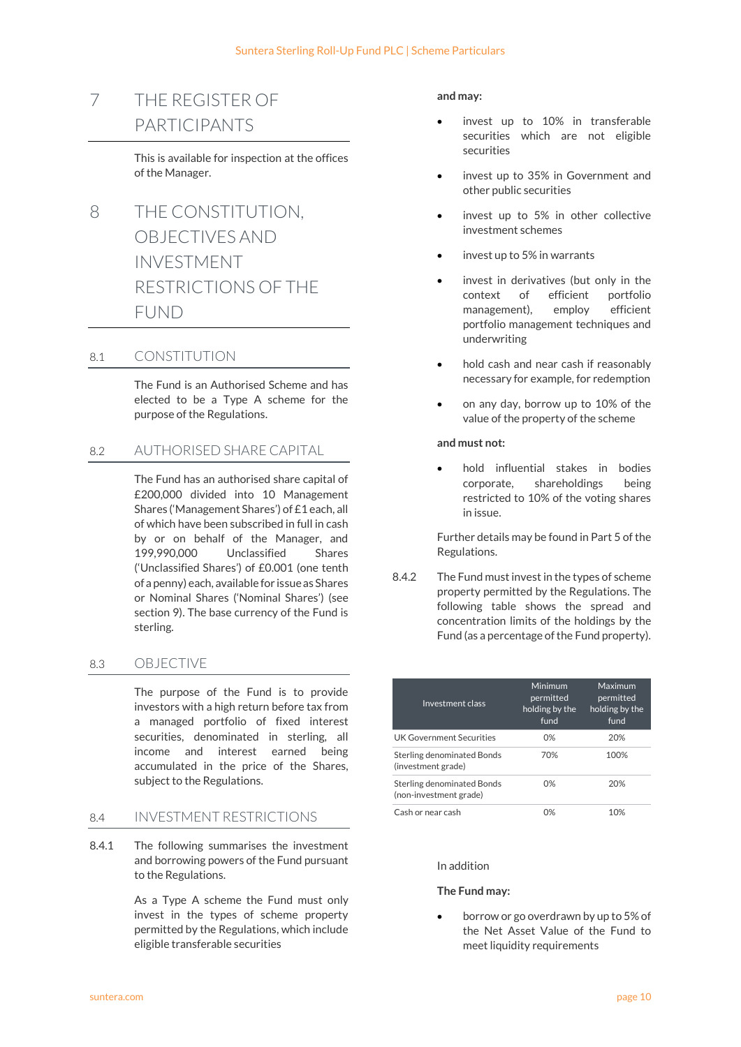## 7 THE REGISTER OF PARTICIPANTS

This is available for inspection at the offices of the Manager.

## 8 THE CONSTITUTION, OBJECTIVES AND INVESTMENT RESTRICTIONS OF THE FUND

### 8.1 CONSTITUTION

The Fund is an Authorised Scheme and has elected to be a Type A scheme for the purpose of the Regulations.

### 8.2 AUTHORISED SHARE CAPITAL

The Fund has an authorised share capital of £200,000 divided into 10 Management Shares ('Management Shares') of £1 each, all of which have been subscribed in full in cash by or on behalf of the Manager, and 199,990,000 Unclassified Shares ('Unclassified Shares') of £0.001 (one tenth of a penny) each, available for issue as Shares or Nominal Shares ('Nominal Shares') (see section 9). The base currency of the Fund is sterling.

### 8.3 OBJECTIVE

The purpose of the Fund is to provide investors with a high return before tax from a managed portfolio of fixed interest securities, denominated in sterling, all income and interest earned being accumulated in the price of the Shares, subject to the Regulations.

### 8.4 INVESTMENT RESTRICTIONS

8.4.1 The following summarises the investment and borrowing powers of the Fund pursuant to the Regulations.

As a Type A scheme the Fund must only invest in the types of scheme property permitted by the Regulations, which include eligible transferable securities

**and may:**

- invest up to 10% in transferable securities which are not eligible securities
- invest up to 35% in Government and other public securities
- invest up to 5% in other collective investment schemes
- invest up to 5% in warrants
- invest in derivatives (but only in the context of efficient portfolio management), employ efficient portfolio management techniques and underwriting
- hold cash and near cash if reasonably necessary for example, for redemption
- on any day, borrow up to 10% of the value of the property of the scheme

**and must not:**

- hold influential stakes in bodies corporate, shareholdings being restricted to 10% of the voting shares in issue.

Further details may be found in Part 5 of the Regulations.

8.4.2 The Fund must invest in the types of scheme property permitted by the Regulations. The following table shows the spread and concentration limits of the holdings by the Fund (as a percentage of the Fund property).

| Investment class | Minimum permitted holding by the fund | Maximum permitted holding by the fund |
|---|---|---|
| UK Government Securities | 0% | 20% |
| Sterling denominated Bonds (investment grade) | 70% | 100% |
| Sterling denominated Bonds (non-investment grade) | 0% | 20% |
| Cash or near cash | 0% | 10% |

In addition

**The Fund may:**

- borrow or go overdrawn by up to 5% of the Net Asset Value of the Fund to meet liquidity requirements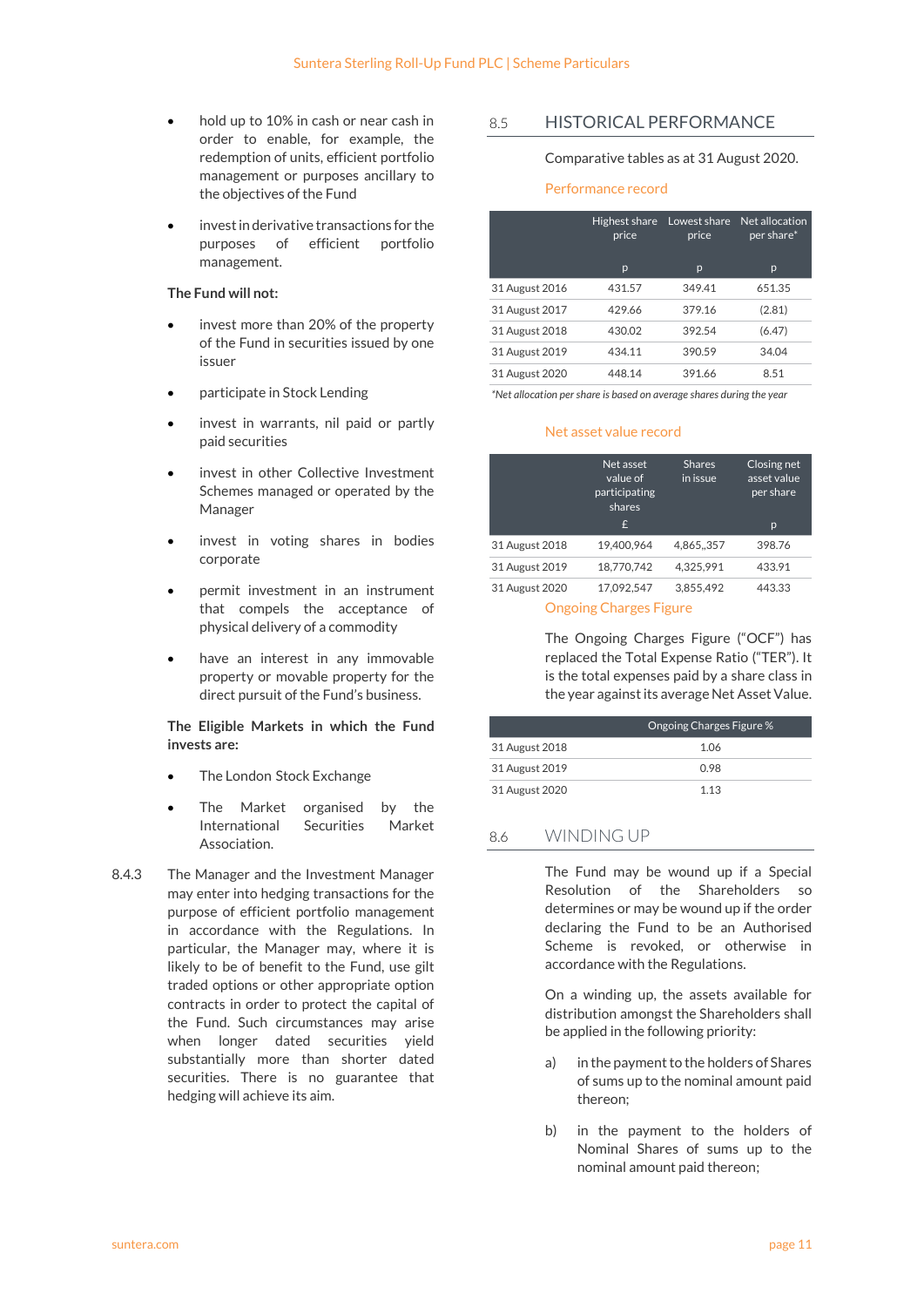- hold up to 10% in cash or near cash in order to enable, for example, the redemption of units, efficient portfolio management or purposes ancillary to the objectives of the Fund
- invest in derivative transactions for the purposes of efficient portfolio management.

**The Fund will not:**

- invest more than 20% of the property of the Fund in securities issued by one issuer
- participate in Stock Lending
- invest in warrants, nil paid or partly paid securities
- invest in other Collective Investment Schemes managed or operated by the Manager
- invest in voting shares in bodies corporate
- permit investment in an instrument that compels the acceptance of physical delivery of a commodity
- have an interest in any immovable property or movable property for the direct pursuit of the Fund's business.

**The Eligible Markets in which the Fund invests are:**

- The London Stock Exchange
- The Market organised by the International Securities Market Association.

8.4.3 The Manager and the Investment Manager may enter into hedging transactions for the purpose of efficient portfolio management in accordance with the Regulations. In particular, the Manager may, where it is likely to be of benefit to the Fund, use gilt traded options or other appropriate option contracts in order to protect the capital of the Fund. Such circumstances may arise when longer dated securities yield substantially more than shorter dated securities. There is no guarantee that hedging will achieve its aim.

## 8.5 HISTORICAL PERFORMANCE

Comparative tables as at 31 August 2020.

### Performance record

| | Highest share price | Lowest share price | Net allocation per share* |
|---|---|---|---|
| | p | p | p |
| 31 August 2016 | 431.57 | 349.41 | 651.35 |
| 31 August 2017 | 429.66 | 379.16 | (2.81) |
| 31 August 2018 | 430.02 | 392.54 | (6.47) |
| 31 August 2019 | 434.11 | 390.59 | 34.04 |
| 31 August 2020 | 448.14 | 391.66 | 8.51 |

*\*Net allocation per share is based on average shares during the year*

### Net asset value record

| | Net asset value of participating shares | Shares in issue | Closing net asset value per share |
|---|---|---|---|
| | £ | | p |
| 31 August 2018 | 19,400,964 | 4,865,,357 | 398.76 |
| 31 August 2019 | 18,770,742 | 4,325,991 | 433.91 |
| 31 August 2020 | 17,092,547 | 3,855,492 | 443.33 |

### Ongoing Charges Figure

The Ongoing Charges Figure ("OCF") has replaced the Total Expense Ratio ("TER"). It is the total expenses paid by a share class in the year against its average Net Asset Value.

| | Ongoing Charges Figure % |
|---|---|
| 31 August 2018 | 1.06 |
| 31 August 2019 | 0.98 |
| 31 August 2020 | 1.13 |

## 8.6 WINDING UP

The Fund may be wound up if a Special Resolution of the Shareholders so determines or may be wound up if the order declaring the Fund to be an Authorised Scheme is revoked, or otherwise in accordance with the Regulations.

On a winding up, the assets available for distribution amongst the Shareholders shall be applied in the following priority:

a) in the payment to the holders of Shares of sums up to the nominal amount paid thereon;

b) in the payment to the holders of Nominal Shares of sums up to the nominal amount paid thereon;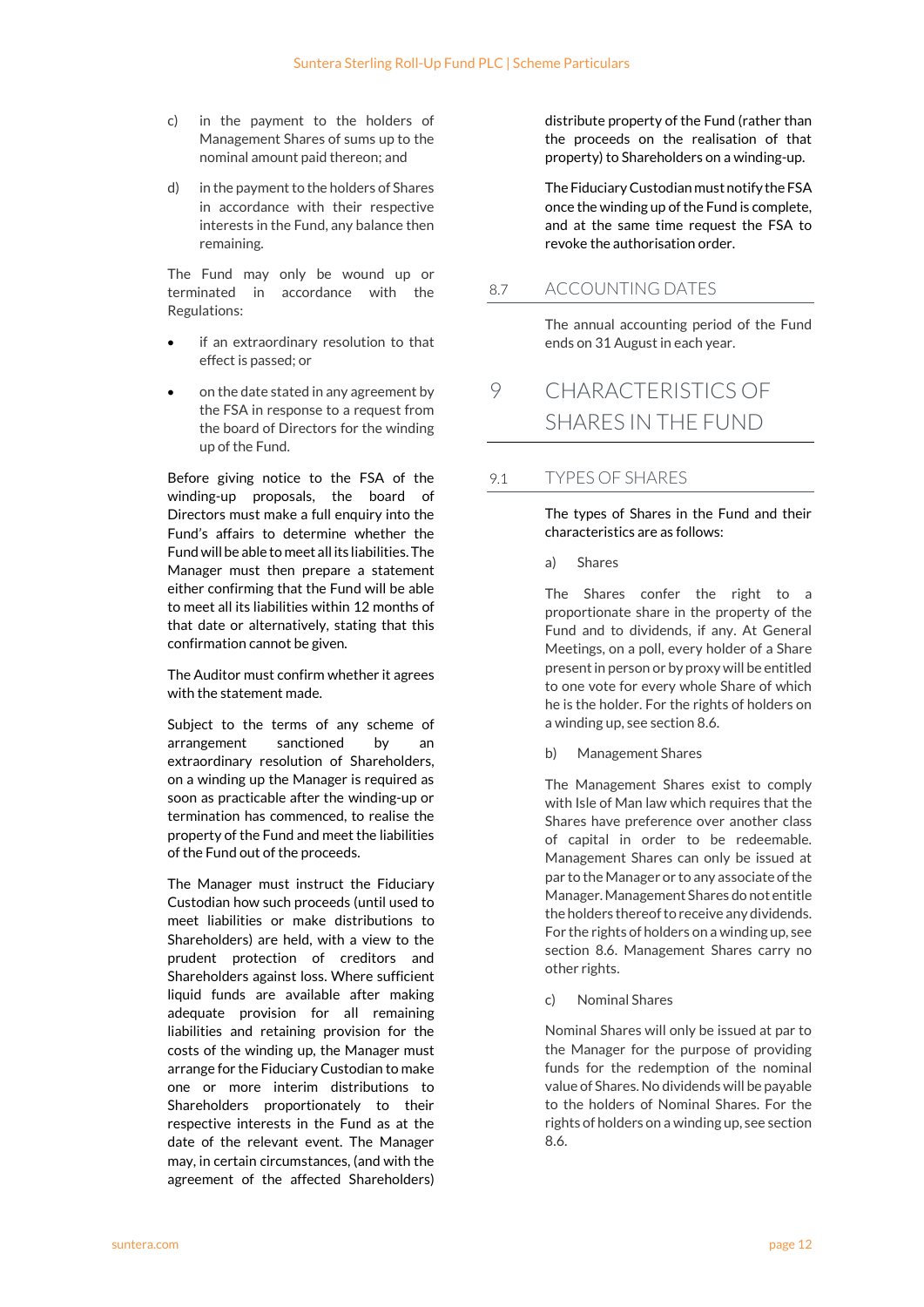c) in the payment to the holders of Management Shares of sums up to the nominal amount paid thereon; and

d) in the payment to the holders of Shares in accordance with their respective interests in the Fund, any balance then remaining.

The Fund may only be wound up or terminated in accordance with the Regulations:

- if an extraordinary resolution to that effect is passed; or
- on the date stated in any agreement by the FSA in response to a request from the board of Directors for the winding up of the Fund.

Before giving notice to the FSA of the winding-up proposals, the board of Directors must make a full enquiry into the Fund's affairs to determine whether the Fund will be able to meet all its liabilities. The Manager must then prepare a statement either confirming that the Fund will be able to meet all its liabilities within 12 months of that date or alternatively, stating that this confirmation cannot be given.

The Auditor must confirm whether it agrees with the statement made.

Subject to the terms of any scheme of arrangement sanctioned by an extraordinary resolution of Shareholders, on a winding up the Manager is required as soon as practicable after the winding-up or termination has commenced, to realise the property of the Fund and meet the liabilities of the Fund out of the proceeds.

The Manager must instruct the Fiduciary Custodian how such proceeds (until used to meet liabilities or make distributions to Shareholders) are held, with a view to the prudent protection of creditors and Shareholders against loss. Where sufficient liquid funds are available after making adequate provision for all remaining liabilities and retaining provision for the costs of the winding up, the Manager must arrange for the Fiduciary Custodian to make one or more interim distributions to Shareholders proportionately to their respective interests in the Fund as at the date of the relevant event. The Manager may, in certain circumstances, (and with the agreement of the affected Shareholders) distribute property of the Fund (rather than the proceeds on the realisation of that property) to Shareholders on a winding-up.

The Fiduciary Custodian must notify the FSA once the winding up of the Fund is complete, and at the same time request the FSA to revoke the authorisation order.

## 8.7 ACCOUNTING DATES

The annual accounting period of the Fund ends on 31 August in each year.

# 9 CHARACTERISTICS OF SHARES IN THE FUND

## 9.1 TYPES OF SHARES

The types of Shares in the Fund and their characteristics are as follows:

a) Shares

The Shares confer the right to a proportionate share in the property of the Fund and to dividends, if any. At General Meetings, on a poll, every holder of a Share present in person or by proxy will be entitled to one vote for every whole Share of which he is the holder. For the rights of holders on a winding up, see section 8.6.

b) Management Shares

The Management Shares exist to comply with Isle of Man law which requires that the Shares have preference over another class of capital in order to be redeemable. Management Shares can only be issued at par to the Manager or to any associate of the Manager. Management Shares do not entitle the holders thereof to receive any dividends. For the rights of holders on a winding up, see section 8.6. Management Shares carry no other rights.

c) Nominal Shares

Nominal Shares will only be issued at par to the Manager for the purpose of providing funds for the redemption of the nominal value of Shares. No dividends will be payable to the holders of Nominal Shares. For the rights of holders on a winding up, see section 8.6.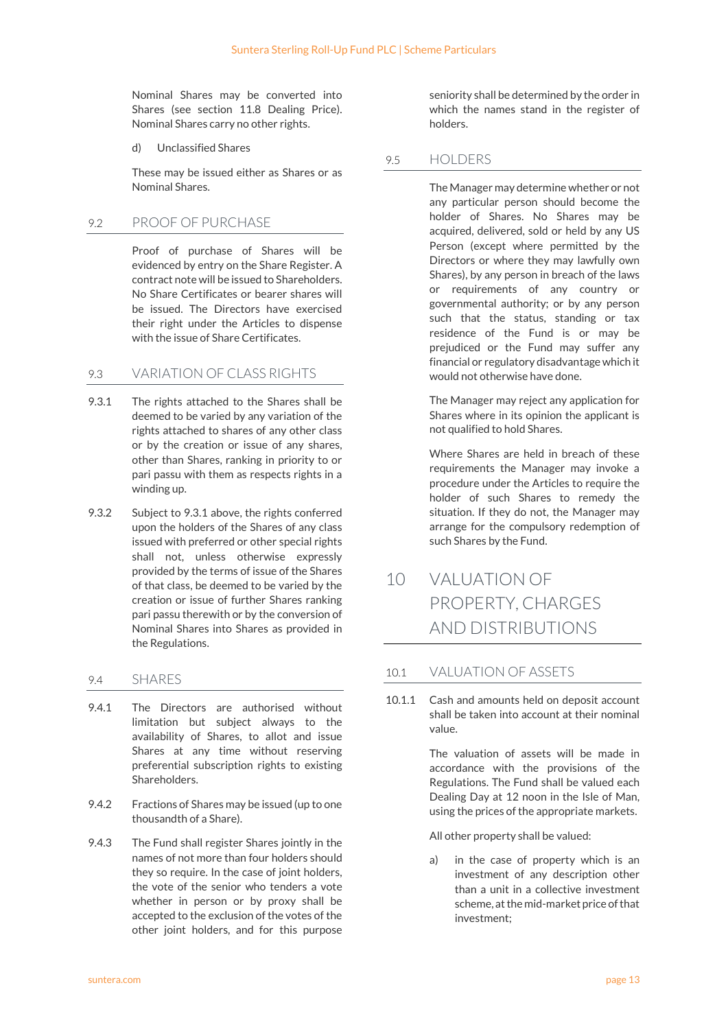Nominal Shares may be converted into Shares (see section 11.8 Dealing Price). Nominal Shares carry no other rights.

d) Unclassified Shares

These may be issued either as Shares or as Nominal Shares.

## 9.2 PROOF OF PURCHASE

Proof of purchase of Shares will be evidenced by entry on the Share Register. A contract note will be issued to Shareholders. No Share Certificates or bearer shares will be issued. The Directors have exercised their right under the Articles to dispense with the issue of Share Certificates.

## 9.3 VARIATION OF CLASS RIGHTS

9.3.1 The rights attached to the Shares shall be deemed to be varied by any variation of the rights attached to shares of any other class or by the creation or issue of any shares, other than Shares, ranking in priority to or pari passu with them as respects rights in a winding up.

9.3.2 Subject to 9.3.1 above, the rights conferred upon the holders of the Shares of any class issued with preferred or other special rights shall not, unless otherwise expressly provided by the terms of issue of the Shares of that class, be deemed to be varied by the creation or issue of further Shares ranking pari passu therewith or by the conversion of Nominal Shares into Shares as provided in the Regulations.

## 9.4 SHARES

9.4.1 The Directors are authorised without limitation but subject always to the availability of Shares, to allot and issue Shares at any time without reserving preferential subscription rights to existing Shareholders.

9.4.2 Fractions of Shares may be issued (up to one thousandth of a Share).

9.4.3 The Fund shall register Shares jointly in the names of not more than four holders should they so require. In the case of joint holders, the vote of the senior who tenders a vote whether in person or by proxy shall be accepted to the exclusion of the votes of the other joint holders, and for this purpose seniority shall be determined by the order in which the names stand in the register of holders.

## 9.5 HOLDERS

The Manager may determine whether or not any particular person should become the holder of Shares. No Shares may be acquired, delivered, sold or held by any US Person (except where permitted by the Directors or where they may lawfully own Shares), by any person in breach of the laws or requirements of any country or governmental authority; or by any person such that the status, standing or tax residence of the Fund is or may be prejudiced or the Fund may suffer any financial or regulatory disadvantage which it would not otherwise have done.

The Manager may reject any application for Shares where in its opinion the applicant is not qualified to hold Shares.

Where Shares are held in breach of these requirements the Manager may invoke a procedure under the Articles to require the holder of such Shares to remedy the situation. If they do not, the Manager may arrange for the compulsory redemption of such Shares by the Fund.

# 10 VALUATION OF PROPERTY, CHARGES AND DISTRIBUTIONS

## 10.1 VALUATION OF ASSETS

10.1.1 Cash and amounts held on deposit account shall be taken into account at their nominal value.

The valuation of assets will be made in accordance with the provisions of the Regulations. The Fund shall be valued each Dealing Day at 12 noon in the Isle of Man, using the prices of the appropriate markets.

All other property shall be valued:

a) in the case of property which is an investment of any description other than a unit in a collective investment scheme, at the mid-market price of that investment;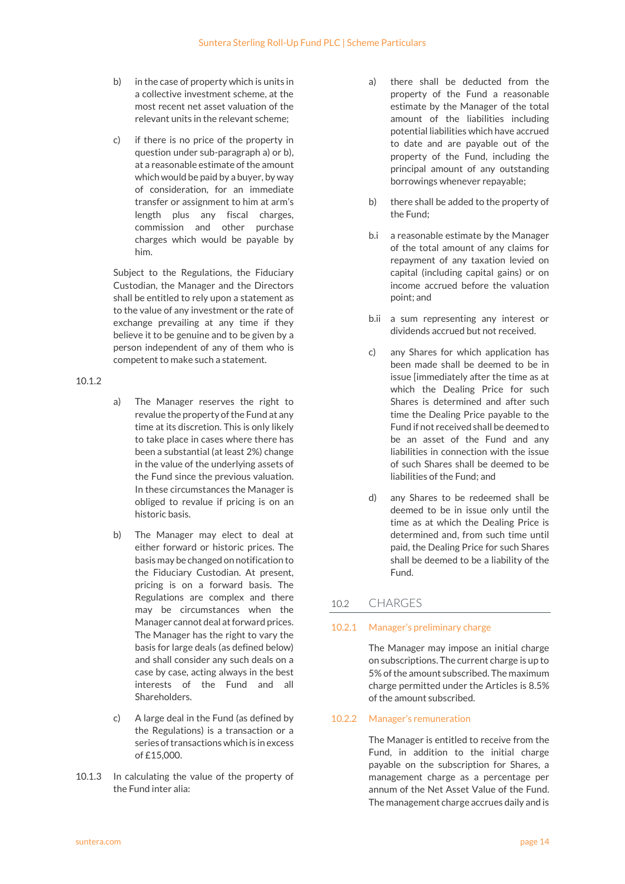b) in the case of property which is units in a collective investment scheme, at the most recent net asset valuation of the relevant units in the relevant scheme;

c) if there is no price of the property in question under sub-paragraph a) or b), at a reasonable estimate of the amount which would be paid by a buyer, by way of consideration, for an immediate transfer or assignment to him at arm's length plus any fiscal charges, commission and other purchase charges which would be payable by him.

Subject to the Regulations, the Fiduciary Custodian, the Manager and the Directors shall be entitled to rely upon a statement as to the value of any investment or the rate of exchange prevailing at any time if they believe it to be genuine and to be given by a person independent of any of them who is competent to make such a statement.

10.1.2

a) The Manager reserves the right to revalue the property of the Fund at any time at its discretion. This is only likely to take place in cases where there has been a substantial (at least 2%) change in the value of the underlying assets of the Fund since the previous valuation. In these circumstances the Manager is obliged to revalue if pricing is on an historic basis.

b) The Manager may elect to deal at either forward or historic prices. The basis may be changed on notification to the Fiduciary Custodian. At present, pricing is on a forward basis. The Regulations are complex and there may be circumstances when the Manager cannot deal at forward prices. The Manager has the right to vary the basis for large deals (as defined below) and shall consider any such deals on a case by case, acting always in the best interests of the Fund and all Shareholders.

c) A large deal in the Fund (as defined by the Regulations) is a transaction or a series of transactions which is in excess of £15,000.

10.1.3 In calculating the value of the property of the Fund inter alia:

a) there shall be deducted from the property of the Fund a reasonable estimate by the Manager of the total amount of the liabilities including potential liabilities which have accrued to date and are payable out of the property of the Fund, including the principal amount of any outstanding borrowings whenever repayable;

b) there shall be added to the property of the Fund;

b.i a reasonable estimate by the Manager of the total amount of any claims for repayment of any taxation levied on capital (including capital gains) or on income accrued before the valuation point; and

b.ii a sum representing any interest or dividends accrued but not received.

c) any Shares for which application has been made shall be deemed to be in issue [immediately after the time as at which the Dealing Price for such Shares is determined and after such time the Dealing Price payable to the Fund if not received shall be deemed to be an asset of the Fund and any liabilities in connection with the issue of such Shares shall be deemed to be liabilities of the Fund; and

d) any Shares to be redeemed shall be deemed to be in issue only until the time as at which the Dealing Price is determined and, from such time until paid, the Dealing Price for such Shares shall be deemed to be a liability of the Fund.

## 10.2 CHARGES

### 10.2.1 Manager's preliminary charge

The Manager may impose an initial charge on subscriptions. The current charge is up to 5% of the amount subscribed. The maximum charge permitted under the Articles is 8.5% of the amount subscribed.

### 10.2.2 Manager's remuneration

The Manager is entitled to receive from the Fund, in addition to the initial charge payable on the subscription for Shares, a management charge as a percentage per annum of the Net Asset Value of the Fund. The management charge accrues daily and is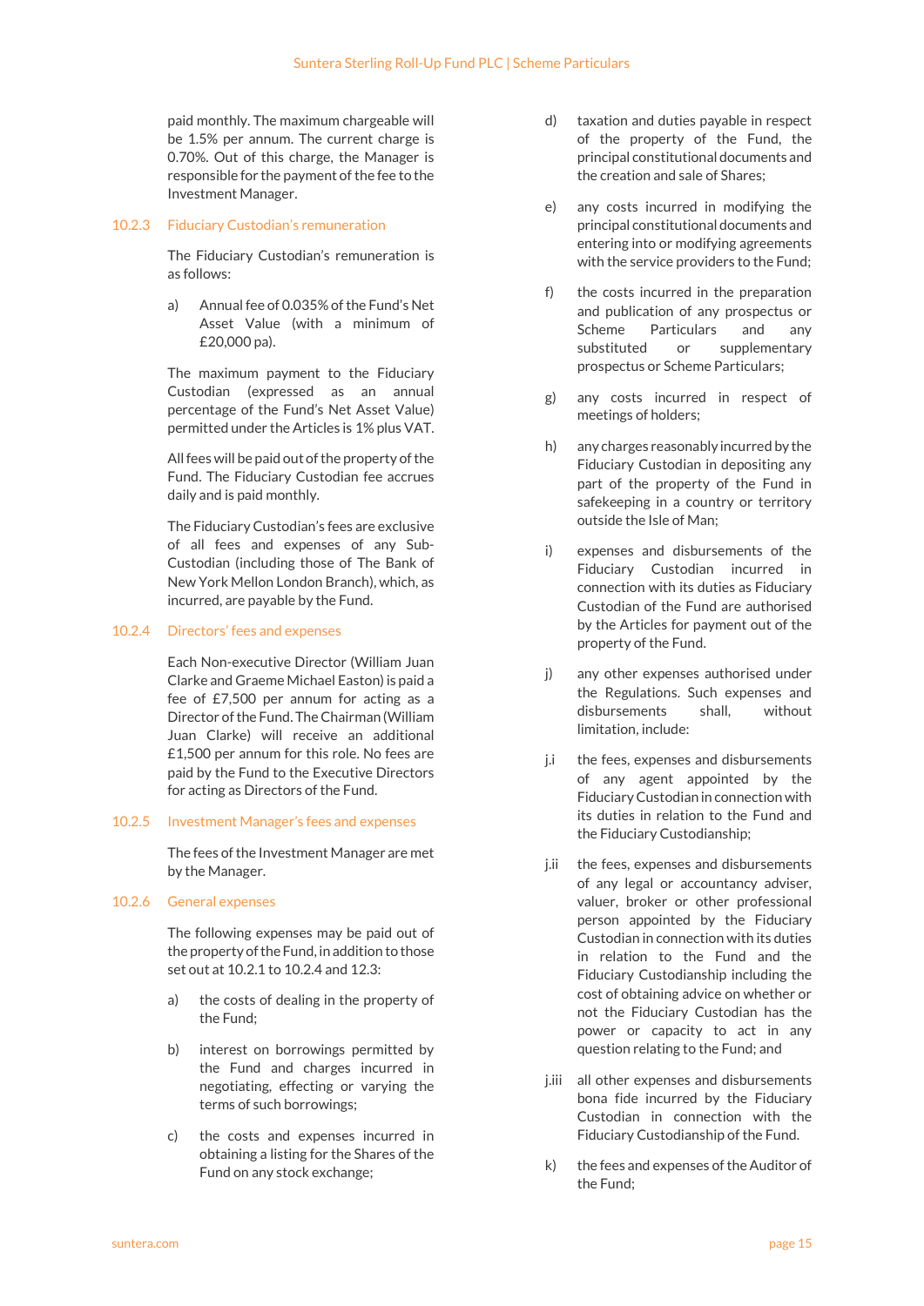paid monthly. The maximum chargeable will be 1.5% per annum. The current charge is 0.70%. Out of this charge, the Manager is responsible for the payment of the fee to the Investment Manager.

### 10.2.3 Fiduciary Custodian's remuneration

The Fiduciary Custodian's remuneration is as follows:

a) Annual fee of 0.035% of the Fund's Net Asset Value (with a minimum of £20,000 pa).

The maximum payment to the Fiduciary Custodian (expressed as an annual percentage of the Fund's Net Asset Value) permitted under the Articles is 1% plus VAT.

All fees will be paid out of the property of the Fund. The Fiduciary Custodian fee accrues daily and is paid monthly.

The Fiduciary Custodian's fees are exclusive of all fees and expenses of any Sub-Custodian (including those of The Bank of New York Mellon London Branch), which, as incurred, are payable by the Fund.

### 10.2.4 Directors' fees and expenses

Each Non-executive Director (William Juan Clarke and Graeme Michael Easton) is paid a fee of £7,500 per annum for acting as a Director of the Fund. The Chairman (William Juan Clarke) will receive an additional £1,500 per annum for this role. No fees are paid by the Fund to the Executive Directors for acting as Directors of the Fund.

### 10.2.5 Investment Manager's fees and expenses

The fees of the Investment Manager are met by the Manager.

### 10.2.6 General expenses

The following expenses may be paid out of the property of the Fund, in addition to those set out at 10.2.1 to 10.2.4 and 12.3:

a) the costs of dealing in the property of the Fund;

b) interest on borrowings permitted by the Fund and charges incurred in negotiating, effecting or varying the terms of such borrowings;

c) the costs and expenses incurred in obtaining a listing for the Shares of the Fund on any stock exchange;

d) taxation and duties payable in respect of the property of the Fund, the principal constitutional documents and the creation and sale of Shares;

e) any costs incurred in modifying the principal constitutional documents and entering into or modifying agreements with the service providers to the Fund;

f) the costs incurred in the preparation and publication of any prospectus or Scheme Particulars and any substituted or supplementary prospectus or Scheme Particulars;

g) any costs incurred in respect of meetings of holders;

h) any charges reasonably incurred by the Fiduciary Custodian in depositing any part of the property of the Fund in safekeeping in a country or territory outside the Isle of Man;

i) expenses and disbursements of the Fiduciary Custodian incurred in connection with its duties as Fiduciary Custodian of the Fund are authorised by the Articles for payment out of the property of the Fund.

j) any other expenses authorised under the Regulations. Such expenses and disbursements shall, without limitation, include:

j.i the fees, expenses and disbursements of any agent appointed by the Fiduciary Custodian in connection with its duties in relation to the Fund and the Fiduciary Custodianship;

j.ii the fees, expenses and disbursements of any legal or accountancy adviser, valuer, broker or other professional person appointed by the Fiduciary Custodian in connection with its duties in relation to the Fund and the Fiduciary Custodianship including the cost of obtaining advice on whether or not the Fiduciary Custodian has the power or capacity to act in any question relating to the Fund; and

j.iii all other expenses and disbursements bona fide incurred by the Fiduciary Custodian in connection with the Fiduciary Custodianship of the Fund.

k) the fees and expenses of the Auditor of the Fund;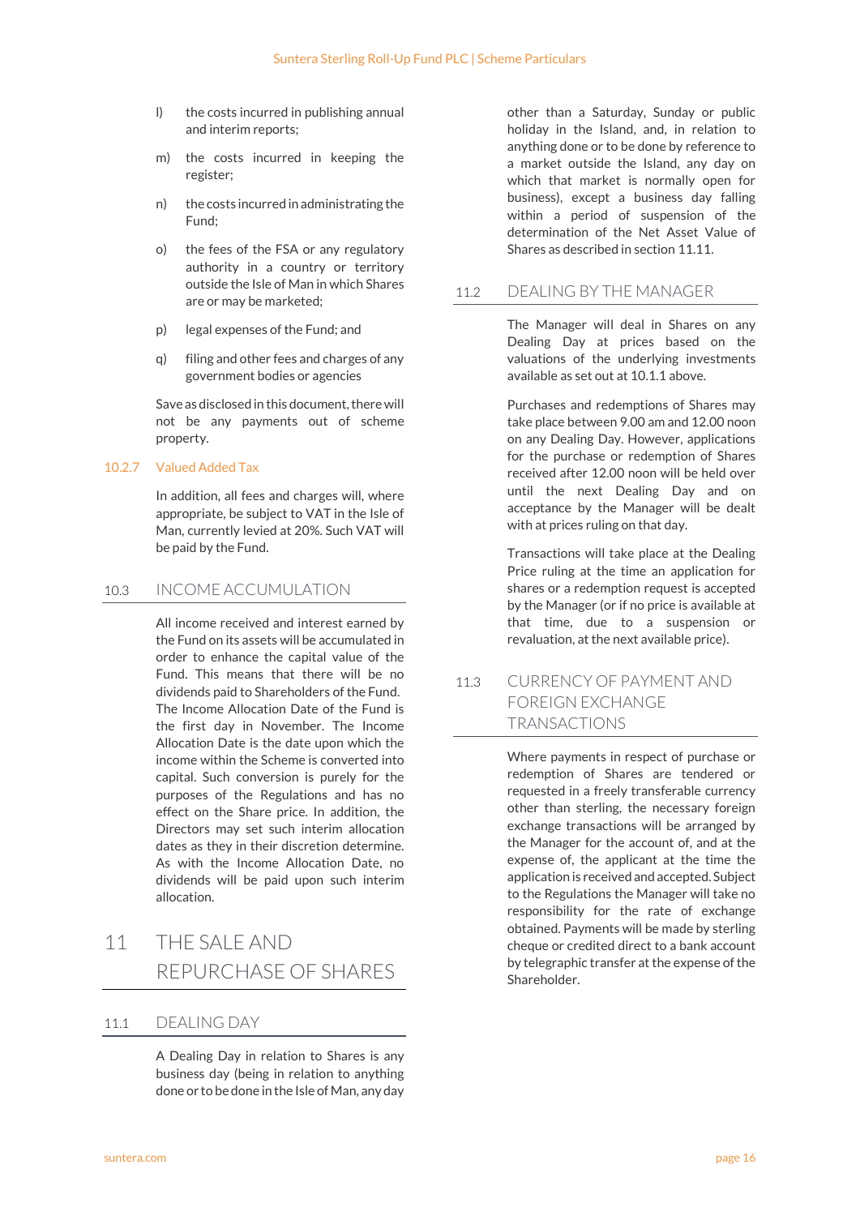l) the costs incurred in publishing annual and interim reports;

m) the costs incurred in keeping the register;

n) the costs incurred in administrating the Fund;

o) the fees of the FSA or any regulatory authority in a country or territory outside the Isle of Man in which Shares are or may be marketed;

p) legal expenses of the Fund; and

q) filing and other fees and charges of any government bodies or agencies

Save as disclosed in this document, there will not be any payments out of scheme property.

#### 10.2.7 Valued Added Tax

In addition, all fees and charges will, where appropriate, be subject to VAT in the Isle of Man, currently levied at 20%. Such VAT will be paid by the Fund.

### 10.3 INCOME ACCUMULATION

All income received and interest earned by the Fund on its assets will be accumulated in order to enhance the capital value of the Fund. This means that there will be no dividends paid to Shareholders of the Fund. The Income Allocation Date of the Fund is the first day in November. The Income Allocation Date is the date upon which the income within the Scheme is converted into capital. Such conversion is purely for the purposes of the Regulations and has no effect on the Share price. In addition, the Directors may set such interim allocation dates as they in their discretion determine. As with the Income Allocation Date, no dividends will be paid upon such interim allocation.

## 11 THE SALE AND REPURCHASE OF SHARES

### 11.1 DEALING DAY

A Dealing Day in relation to Shares is any business day (being in relation to anything done or to be done in the Isle of Man, any day other than a Saturday, Sunday or public holiday in the Island, and, in relation to anything done or to be done by reference to a market outside the Island, any day on which that market is normally open for business), except a business day falling within a period of suspension of the determination of the Net Asset Value of Shares as described in section 11.11.

### 11.2 DEALING BY THE MANAGER

The Manager will deal in Shares on any Dealing Day at prices based on the valuations of the underlying investments available as set out at 10.1.1 above.

Purchases and redemptions of Shares may take place between 9.00 am and 12.00 noon on any Dealing Day. However, applications for the purchase or redemption of Shares received after 12.00 noon will be held over until the next Dealing Day and on acceptance by the Manager will be dealt with at prices ruling on that day.

Transactions will take place at the Dealing Price ruling at the time an application for shares or a redemption request is accepted by the Manager (or if no price is available at that time, due to a suspension or revaluation, at the next available price).

### 11.3 CURRENCY OF PAYMENT AND FOREIGN EXCHANGE TRANSACTIONS

Where payments in respect of purchase or redemption of Shares are tendered or requested in a freely transferable currency other than sterling, the necessary foreign exchange transactions will be arranged by the Manager for the account of, and at the expense of, the applicant at the time the application is received and accepted. Subject to the Regulations the Manager will take no responsibility for the rate of exchange obtained. Payments will be made by sterling cheque or credited direct to a bank account by telegraphic transfer at the expense of the Shareholder.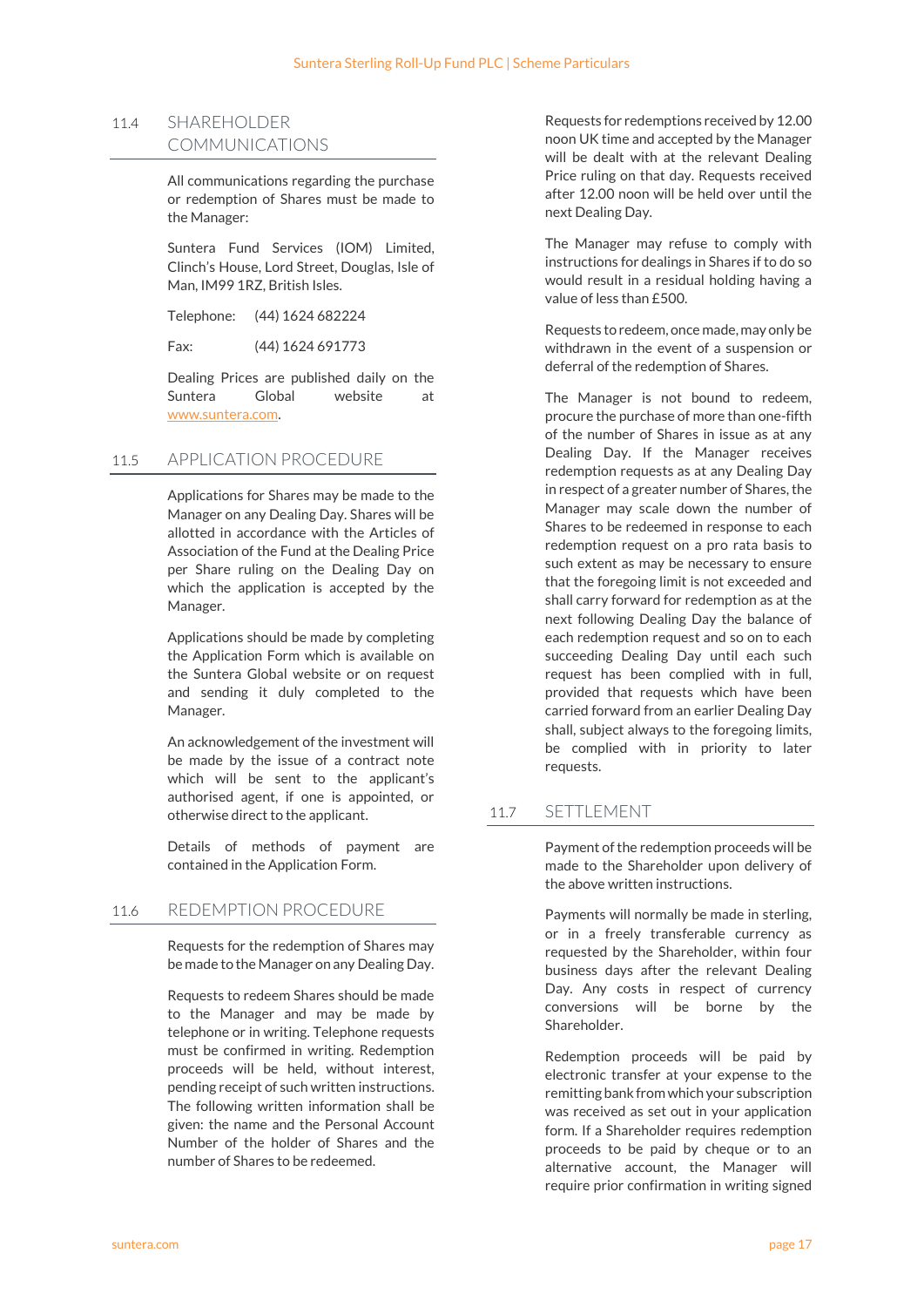## 11.4 SHAREHOLDER COMMUNICATIONS

All communications regarding the purchase or redemption of Shares must be made to the Manager:

Suntera Fund Services (IOM) Limited, Clinch's House, Lord Street, Douglas, Isle of Man, IM99 1RZ, British Isles.

Telephone: (44) 1624 682224

Fax: (44) 1624 691773

Dealing Prices are published daily on the Suntera Global website at www.suntera.com.

## 11.5 APPLICATION PROCEDURE

Applications for Shares may be made to the Manager on any Dealing Day. Shares will be allotted in accordance with the Articles of Association of the Fund at the Dealing Price per Share ruling on the Dealing Day on which the application is accepted by the Manager.

Applications should be made by completing the Application Form which is available on the Suntera Global website or on request and sending it duly completed to the Manager.

An acknowledgement of the investment will be made by the issue of a contract note which will be sent to the applicant's authorised agent, if one is appointed, or otherwise direct to the applicant.

Details of methods of payment are contained in the Application Form.

## 11.6 REDEMPTION PROCEDURE

Requests for the redemption of Shares may be made to the Manager on any Dealing Day.

Requests to redeem Shares should be made to the Manager and may be made by telephone or in writing. Telephone requests must be confirmed in writing. Redemption proceeds will be held, without interest, pending receipt of such written instructions. The following written information shall be given: the name and the Personal Account Number of the holder of Shares and the number of Shares to be redeemed.

Requests for redemptions received by 12.00 noon UK time and accepted by the Manager will be dealt with at the relevant Dealing Price ruling on that day. Requests received after 12.00 noon will be held over until the next Dealing Day.

The Manager may refuse to comply with instructions for dealings in Shares if to do so would result in a residual holding having a value of less than £500.

Requests to redeem, once made, may only be withdrawn in the event of a suspension or deferral of the redemption of Shares.

The Manager is not bound to redeem, procure the purchase of more than one-fifth of the number of Shares in issue as at any Dealing Day. If the Manager receives redemption requests as at any Dealing Day in respect of a greater number of Shares, the Manager may scale down the number of Shares to be redeemed in response to each redemption request on a pro rata basis to such extent as may be necessary to ensure that the foregoing limit is not exceeded and shall carry forward for redemption as at the next following Dealing Day the balance of each redemption request and so on to each succeeding Dealing Day until each such request has been complied with in full, provided that requests which have been carried forward from an earlier Dealing Day shall, subject always to the foregoing limits, be complied with in priority to later requests.

## 11.7 SETTLEMENT

Payment of the redemption proceeds will be made to the Shareholder upon delivery of the above written instructions.

Payments will normally be made in sterling, or in a freely transferable currency as requested by the Shareholder, within four business days after the relevant Dealing Day. Any costs in respect of currency conversions will be borne by the Shareholder.

Redemption proceeds will be paid by electronic transfer at your expense to the remitting bank from which your subscription was received as set out in your application form. If a Shareholder requires redemption proceeds to be paid by cheque or to an alternative account, the Manager will require prior confirmation in writing signed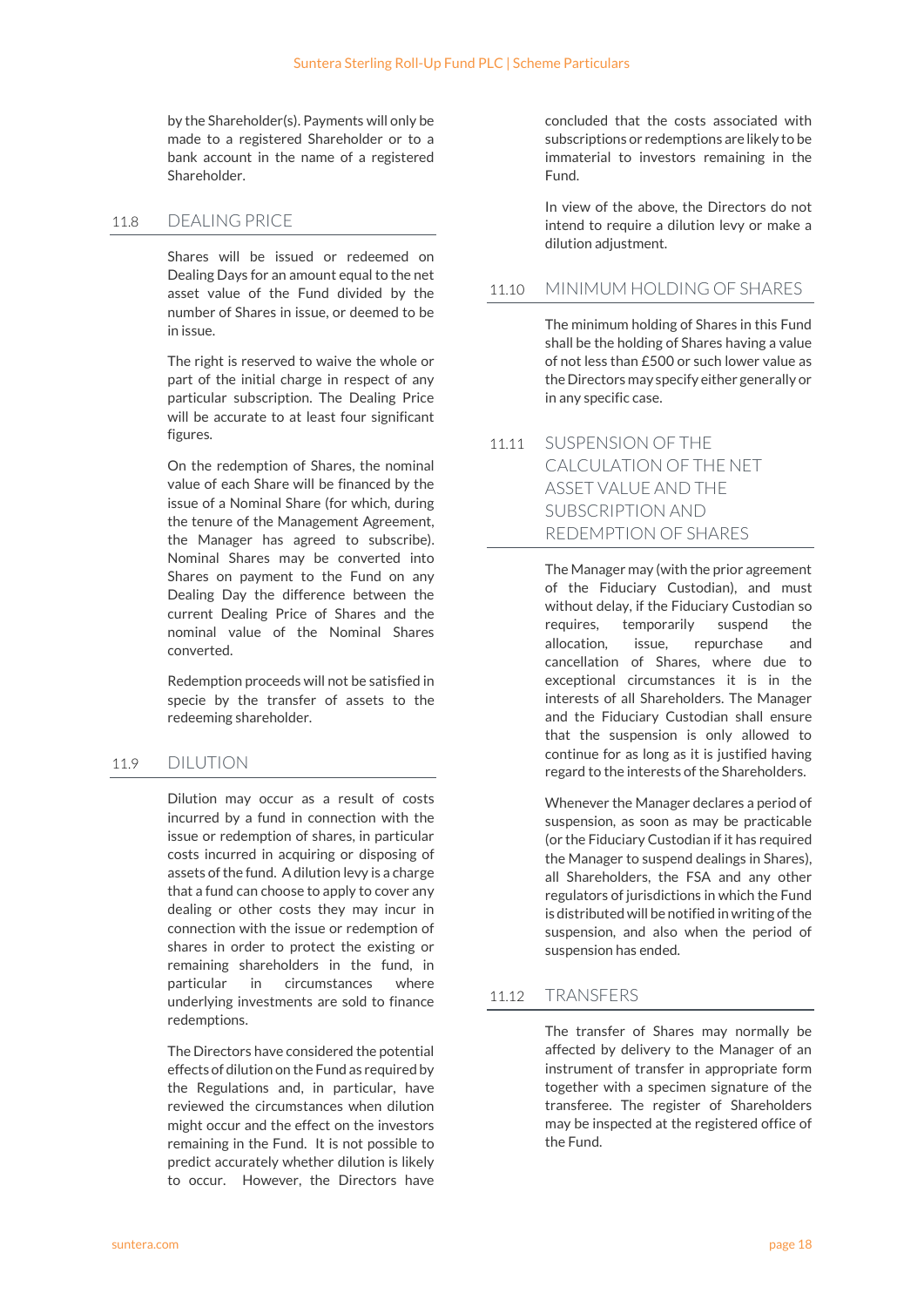by the Shareholder(s). Payments will only be made to a registered Shareholder or to a bank account in the name of a registered Shareholder.

## 11.8 DEALING PRICE

Shares will be issued or redeemed on Dealing Days for an amount equal to the net asset value of the Fund divided by the number of Shares in issue, or deemed to be in issue.

The right is reserved to waive the whole or part of the initial charge in respect of any particular subscription. The Dealing Price will be accurate to at least four significant figures.

On the redemption of Shares, the nominal value of each Share will be financed by the issue of a Nominal Share (for which, during the tenure of the Management Agreement, the Manager has agreed to subscribe). Nominal Shares may be converted into Shares on payment to the Fund on any Dealing Day the difference between the current Dealing Price of Shares and the nominal value of the Nominal Shares converted.

Redemption proceeds will not be satisfied in specie by the transfer of assets to the redeeming shareholder.

## 11.9 DILUTION

Dilution may occur as a result of costs incurred by a fund in connection with the issue or redemption of shares, in particular costs incurred in acquiring or disposing of assets of the fund. A dilution levy is a charge that a fund can choose to apply to cover any dealing or other costs they may incur in connection with the issue or redemption of shares in order to protect the existing or remaining shareholders in the fund, in particular in circumstances where underlying investments are sold to finance redemptions.

The Directors have considered the potential effects of dilution on the Fund as required by the Regulations and, in particular, have reviewed the circumstances when dilution might occur and the effect on the investors remaining in the Fund. It is not possible to predict accurately whether dilution is likely to occur. However, the Directors have concluded that the costs associated with subscriptions or redemptions are likely to be immaterial to investors remaining in the Fund.

In view of the above, the Directors do not intend to require a dilution levy or make a dilution adjustment.

## 11.10 MINIMUM HOLDING OF SHARES

The minimum holding of Shares in this Fund shall be the holding of Shares having a value of not less than £500 or such lower value as the Directors may specify either generally or in any specific case.

## 11.11 SUSPENSION OF THE CALCULATION OF THE NET ASSET VALUE AND THE SUBSCRIPTION AND REDEMPTION OF SHARES

The Manager may (with the prior agreement of the Fiduciary Custodian), and must without delay, if the Fiduciary Custodian so requires, temporarily suspend the allocation, issue, repurchase and cancellation of Shares, where due to exceptional circumstances it is in the interests of all Shareholders. The Manager and the Fiduciary Custodian shall ensure that the suspension is only allowed to continue for as long as it is justified having regard to the interests of the Shareholders.

Whenever the Manager declares a period of suspension, as soon as may be practicable (or the Fiduciary Custodian if it has required the Manager to suspend dealings in Shares), all Shareholders, the FSA and any other regulators of jurisdictions in which the Fund is distributed will be notified in writing of the suspension, and also when the period of suspension has ended.

## 11.12 TRANSFERS

The transfer of Shares may normally be affected by delivery to the Manager of an instrument of transfer in appropriate form together with a specimen signature of the transferee. The register of Shareholders may be inspected at the registered office of the Fund.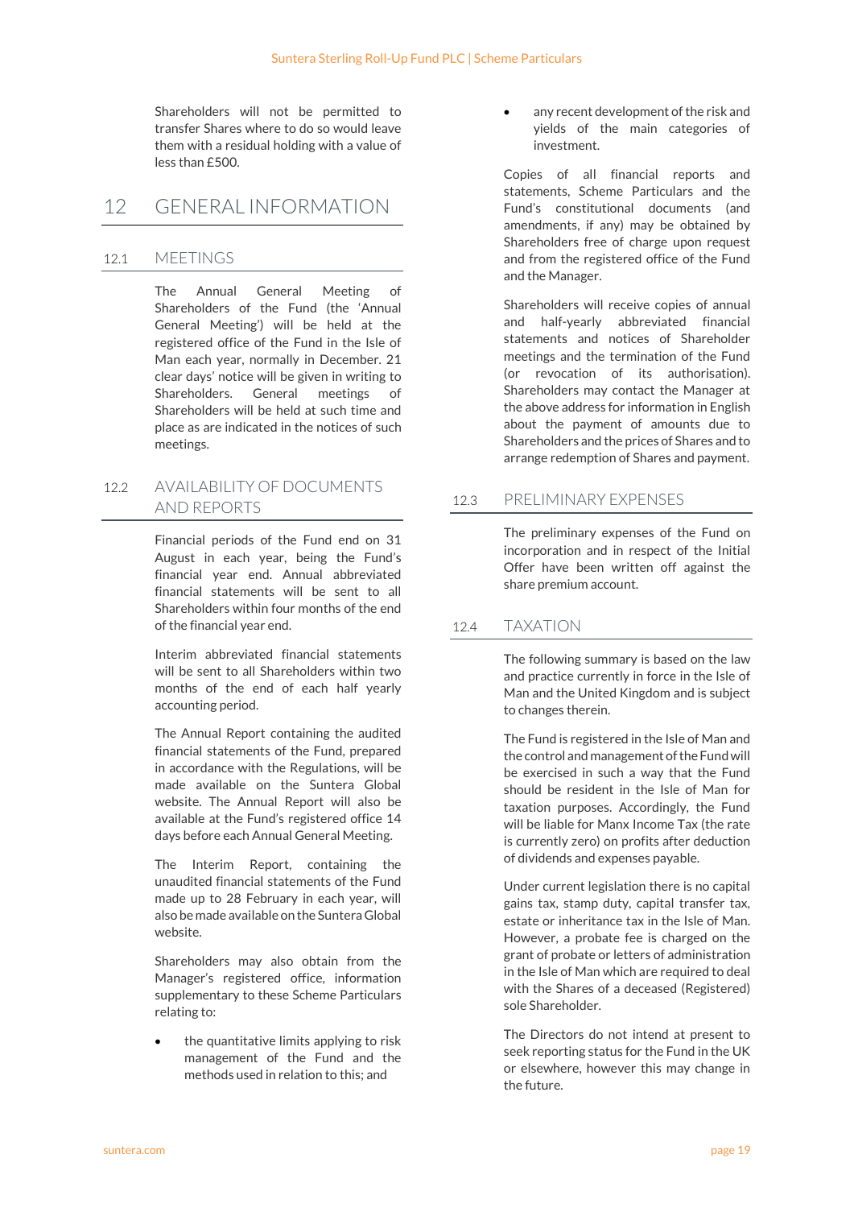Shareholders will not be permitted to transfer Shares where to do so would leave them with a residual holding with a value of less than £500.

# 12 GENERAL INFORMATION

## 12.1 MEETINGS

The Annual General Meeting of Shareholders of the Fund (the 'Annual General Meeting') will be held at the registered office of the Fund in the Isle of Man each year, normally in December. 21 clear days' notice will be given in writing to Shareholders. General meetings of Shareholders will be held at such time and place as are indicated in the notices of such meetings.

## 12.2 AVAILABILITY OF DOCUMENTS AND REPORTS

Financial periods of the Fund end on 31 August in each year, being the Fund's financial year end. Annual abbreviated financial statements will be sent to all Shareholders within four months of the end of the financial year end.

Interim abbreviated financial statements will be sent to all Shareholders within two months of the end of each half yearly accounting period.

The Annual Report containing the audited financial statements of the Fund, prepared in accordance with the Regulations, will be made available on the Suntera Global website. The Annual Report will also be available at the Fund's registered office 14 days before each Annual General Meeting.

The Interim Report, containing the unaudited financial statements of the Fund made up to 28 February in each year, will also be made available on the Suntera Global website.

Shareholders may also obtain from the Manager's registered office, information supplementary to these Scheme Particulars relating to:

- the quantitative limits applying to risk management of the Fund and the methods used in relation to this; and
- any recent development of the risk and yields of the main categories of investment.

Copies of all financial reports and statements, Scheme Particulars and the Fund's constitutional documents (and amendments, if any) may be obtained by Shareholders free of charge upon request and from the registered office of the Fund and the Manager.

Shareholders will receive copies of annual and half-yearly abbreviated financial statements and notices of Shareholder meetings and the termination of the Fund (or revocation of its authorisation). Shareholders may contact the Manager at the above address for information in English about the payment of amounts due to Shareholders and the prices of Shares and to arrange redemption of Shares and payment.

## 12.3 PRELIMINARY EXPENSES

The preliminary expenses of the Fund on incorporation and in respect of the Initial Offer have been written off against the share premium account.

## 12.4 TAXATION

The following summary is based on the law and practice currently in force in the Isle of Man and the United Kingdom and is subject to changes therein.

The Fund is registered in the Isle of Man and the control and management of the Fund will be exercised in such a way that the Fund should be resident in the Isle of Man for taxation purposes. Accordingly, the Fund will be liable for Manx Income Tax (the rate is currently zero) on profits after deduction of dividends and expenses payable.

Under current legislation there is no capital gains tax, stamp duty, capital transfer tax, estate or inheritance tax in the Isle of Man. However, a probate fee is charged on the grant of probate or letters of administration in the Isle of Man which are required to deal with the Shares of a deceased (Registered) sole Shareholder.

The Directors do not intend at present to seek reporting status for the Fund in the UK or elsewhere, however this may change in the future.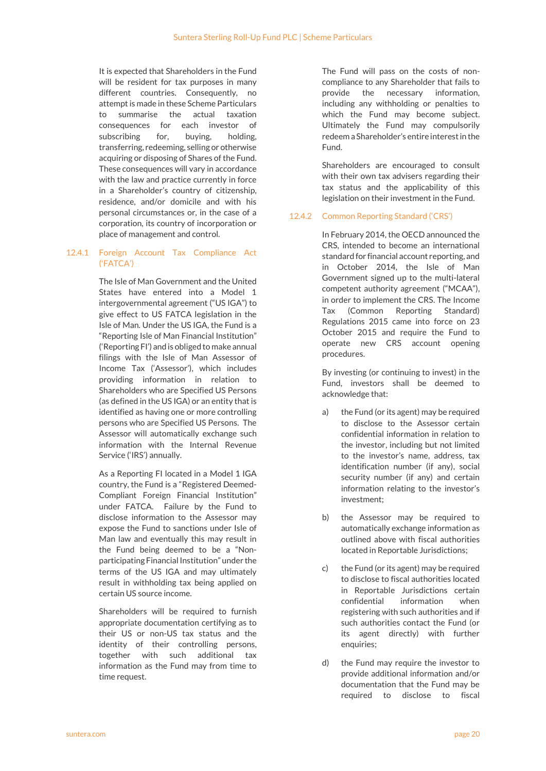It is expected that Shareholders in the Fund will be resident for tax purposes in many different countries. Consequently, no attempt is made in these Scheme Particulars to summarise the actual taxation consequences for each investor of subscribing for, buying, holding, transferring, redeeming, selling or otherwise acquiring or disposing of Shares of the Fund. These consequences will vary in accordance with the law and practice currently in force in a Shareholder's country of citizenship, residence, and/or domicile and with his personal circumstances or, in the case of a corporation, its country of incorporation or place of management and control.

### 12.4.1 Foreign Account Tax Compliance Act ('FATCA')

The Isle of Man Government and the United States have entered into a Model 1 intergovernmental agreement ("US IGA") to give effect to US FATCA legislation in the Isle of Man. Under the US IGA, the Fund is a "Reporting Isle of Man Financial Institution" ('Reporting FI') and is obliged to make annual filings with the Isle of Man Assessor of Income Tax ('Assessor'), which includes providing information in relation to Shareholders who are Specified US Persons (as defined in the US IGA) or an entity that is identified as having one or more controlling persons who are Specified US Persons. The Assessor will automatically exchange such information with the Internal Revenue Service ('IRS') annually.

As a Reporting FI located in a Model 1 IGA country, the Fund is a "Registered Deemed-Compliant Foreign Financial Institution" under FATCA. Failure by the Fund to disclose information to the Assessor may expose the Fund to sanctions under Isle of Man law and eventually this may result in the Fund being deemed to be a "Non-participating Financial Institution" under the terms of the US IGA and may ultimately result in withholding tax being applied on certain US source income.

Shareholders will be required to furnish appropriate documentation certifying as to their US or non-US tax status and the identity of their controlling persons, together with such additional tax information as the Fund may from time to time request.

The Fund will pass on the costs of non-compliance to any Shareholder that fails to provide the necessary information, including any withholding or penalties to which the Fund may become subject. Ultimately the Fund may compulsorily redeem a Shareholder's entire interest in the Fund.

Shareholders are encouraged to consult with their own tax advisers regarding their tax status and the applicability of this legislation on their investment in the Fund.

### 12.4.2 Common Reporting Standard ('CRS')

In February 2014, the OECD announced the CRS, intended to become an international standard for financial account reporting, and in October 2014, the Isle of Man Government signed up to the multi-lateral competent authority agreement ("MCAA"), in order to implement the CRS. The Income Tax (Common Reporting Standard) Regulations 2015 came into force on 23 October 2015 and require the Fund to operate new CRS account opening procedures.

By investing (or continuing to invest) in the Fund, investors shall be deemed to acknowledge that:

a) the Fund (or its agent) may be required to disclose to the Assessor certain confidential information in relation to the investor, including but not limited to the investor's name, address, tax identification number (if any), social security number (if any) and certain information relating to the investor's investment;

b) the Assessor may be required to automatically exchange information as outlined above with fiscal authorities located in Reportable Jurisdictions;

c) the Fund (or its agent) may be required to disclose to fiscal authorities located in Reportable Jurisdictions certain confidential information when registering with such authorities and if such authorities contact the Fund (or its agent directly) with further enquiries;

d) the Fund may require the investor to provide additional information and/or documentation that the Fund may be required to disclose to fiscal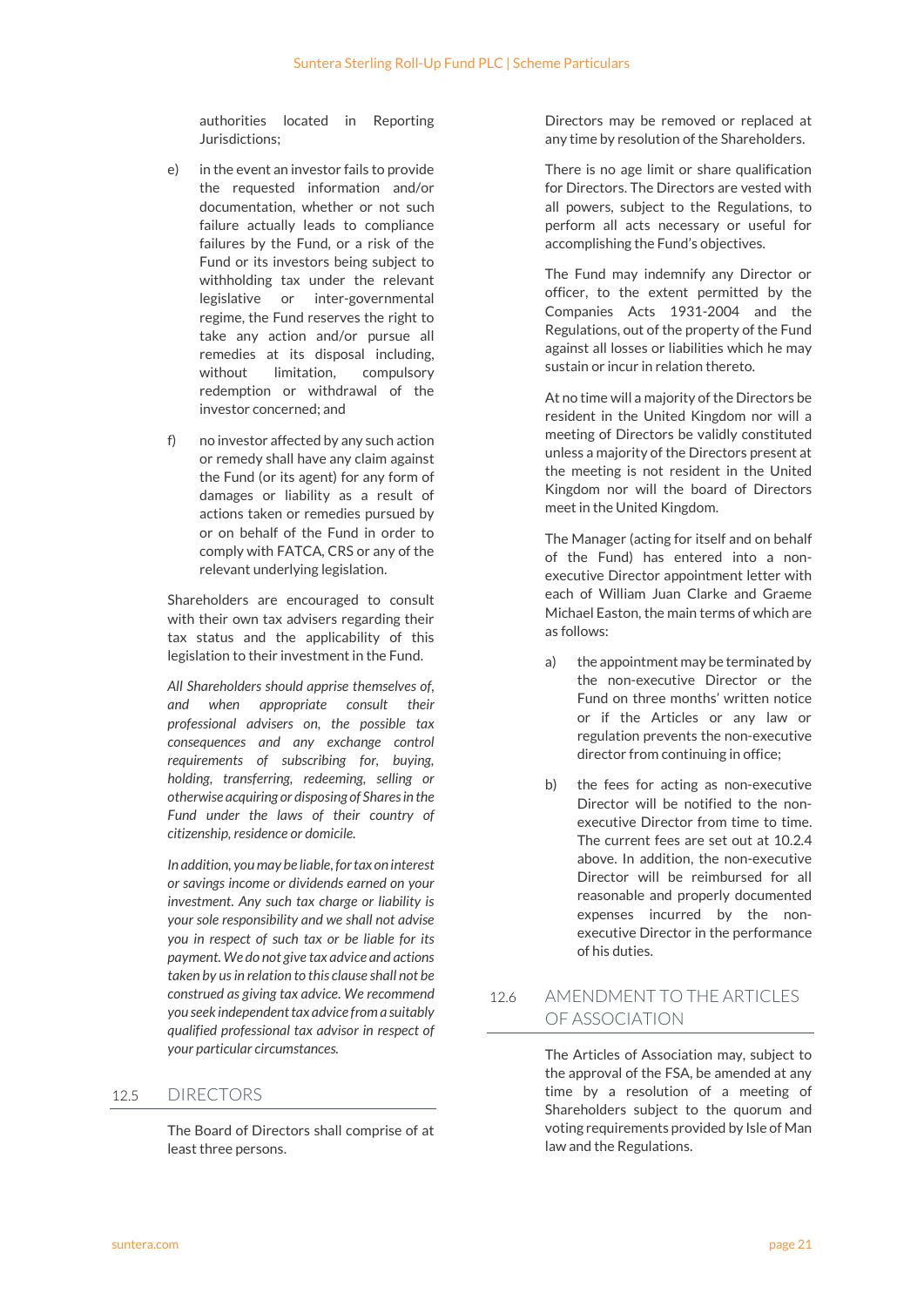authorities located in Reporting Jurisdictions;

e) in the event an investor fails to provide the requested information and/or documentation, whether or not such failure actually leads to compliance failures by the Fund, or a risk of the Fund or its investors being subject to withholding tax under the relevant legislative or inter-governmental regime, the Fund reserves the right to take any action and/or pursue all remedies at its disposal including, without limitation, compulsory redemption or withdrawal of the investor concerned; and

f) no investor affected by any such action or remedy shall have any claim against the Fund (or its agent) for any form of damages or liability as a result of actions taken or remedies pursued by or on behalf of the Fund in order to comply with FATCA, CRS or any of the relevant underlying legislation.

Shareholders are encouraged to consult with their own tax advisers regarding their tax status and the applicability of this legislation to their investment in the Fund.

*All Shareholders should apprise themselves of, and when appropriate consult their professional advisers on, the possible tax consequences and any exchange control requirements of subscribing for, buying, holding, transferring, redeeming, selling or otherwise acquiring or disposing of Shares in the Fund under the laws of their country of citizenship, residence or domicile.*

*In addition, you may be liable, for tax on interest or savings income or dividends earned on your investment. Any such tax charge or liability is your sole responsibility and we shall not advise you in respect of such tax or be liable for its payment. We do not give tax advice and actions taken by us in relation to this clause shall not be construed as giving tax advice. We recommend you seek independent tax advice from a suitably qualified professional tax advisor in respect of your particular circumstances.*

## 12.5 DIRECTORS

The Board of Directors shall comprise of at least three persons.

Directors may be removed or replaced at any time by resolution of the Shareholders.

There is no age limit or share qualification for Directors. The Directors are vested with all powers, subject to the Regulations, to perform all acts necessary or useful for accomplishing the Fund's objectives.

The Fund may indemnify any Director or officer, to the extent permitted by the Companies Acts 1931-2004 and the Regulations, out of the property of the Fund against all losses or liabilities which he may sustain or incur in relation thereto.

At no time will a majority of the Directors be resident in the United Kingdom nor will a meeting of Directors be validly constituted unless a majority of the Directors present at the meeting is not resident in the United Kingdom nor will the board of Directors meet in the United Kingdom.

The Manager (acting for itself and on behalf of the Fund) has entered into a non-executive Director appointment letter with each of William Juan Clarke and Graeme Michael Easton, the main terms of which are as follows:

a) the appointment may be terminated by the non-executive Director or the Fund on three months' written notice or if the Articles or any law or regulation prevents the non-executive director from continuing in office;

b) the fees for acting as non-executive Director will be notified to the non-executive Director from time to time. The current fees are set out at 10.2.4 above. In addition, the non-executive Director will be reimbursed for all reasonable and properly documented expenses incurred by the non-executive Director in the performance of his duties.

## 12.6 AMENDMENT TO THE ARTICLES OF ASSOCIATION

The Articles of Association may, subject to the approval of the FSA, be amended at any time by a resolution of a meeting of Shareholders subject to the quorum and voting requirements provided by Isle of Man law and the Regulations.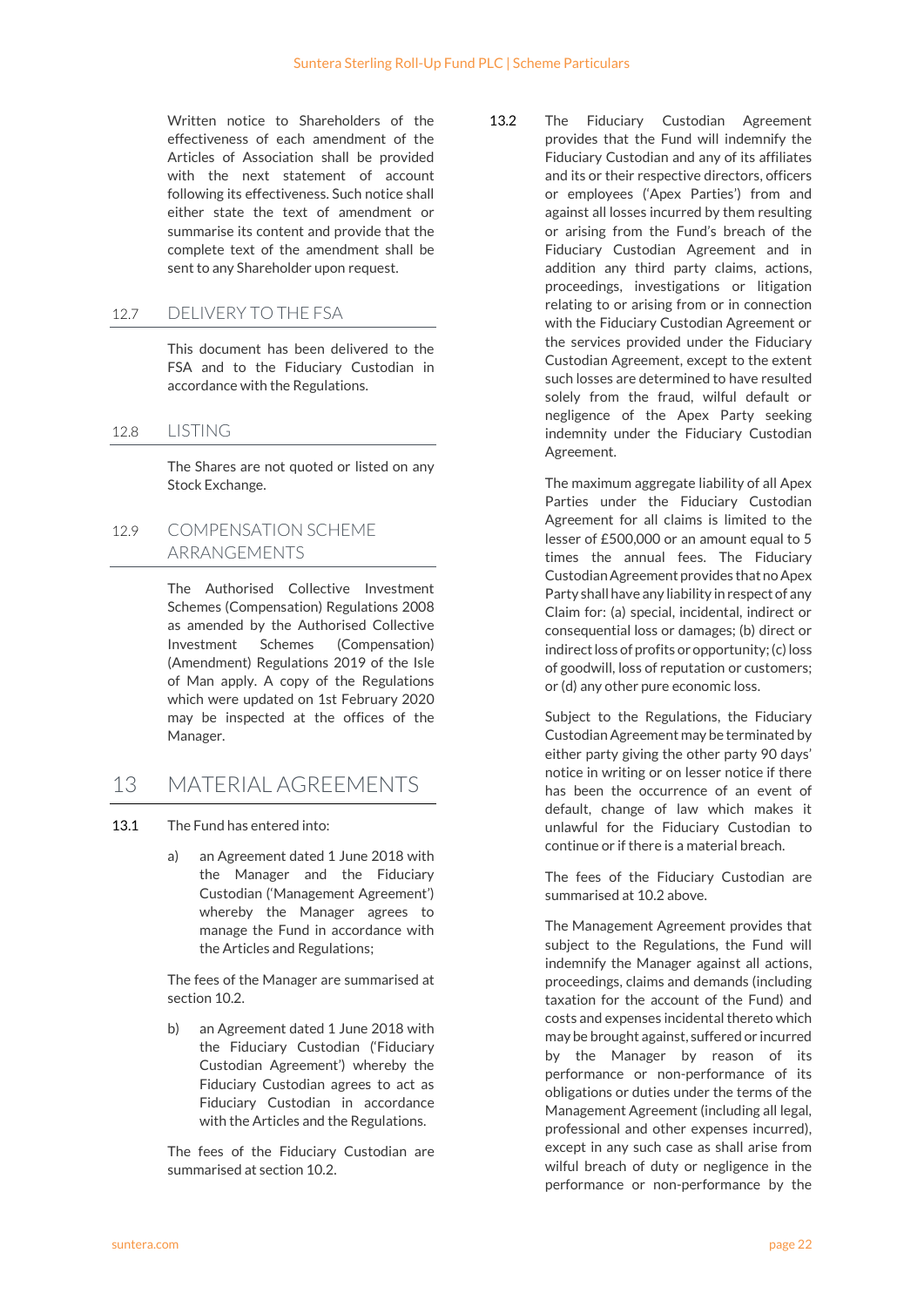Written notice to Shareholders of the effectiveness of each amendment of the Articles of Association shall be provided with the next statement of account following its effectiveness. Such notice shall either state the text of amendment or summarise its content and provide that the complete text of the amendment shall be sent to any Shareholder upon request.

### 12.7 DELIVERY TO THE FSA

This document has been delivered to the FSA and to the Fiduciary Custodian in accordance with the Regulations.

### 12.8 LISTING

The Shares are not quoted or listed on any Stock Exchange.

### 12.9 COMPENSATION SCHEME ARRANGEMENTS

The Authorised Collective Investment Schemes (Compensation) Regulations 2008 as amended by the Authorised Collective Investment Schemes (Compensation) (Amendment) Regulations 2019 of the Isle of Man apply. A copy of the Regulations which were updated on 1st February 2020 may be inspected at the offices of the Manager.

## 13 MATERIAL AGREEMENTS

**13.1** The Fund has entered into:

a) an Agreement dated 1 June 2018 with the Manager and the Fiduciary Custodian ('Management Agreement') whereby the Manager agrees to manage the Fund in accordance with the Articles and Regulations;

The fees of the Manager are summarised at section 10.2.

b) an Agreement dated 1 June 2018 with the Fiduciary Custodian ('Fiduciary Custodian Agreement') whereby the Fiduciary Custodian agrees to act as Fiduciary Custodian in accordance with the Articles and the Regulations.

The fees of the Fiduciary Custodian are summarised at section 10.2.

**13.2** The Fiduciary Custodian Agreement provides that the Fund will indemnify the Fiduciary Custodian and any of its affiliates and its or their respective directors, officers or employees ('Apex Parties') from and against all losses incurred by them resulting or arising from the Fund's breach of the Fiduciary Custodian Agreement and in addition any third party claims, actions, proceedings, investigations or litigation relating to or arising from or in connection with the Fiduciary Custodian Agreement or the services provided under the Fiduciary Custodian Agreement, except to the extent such losses are determined to have resulted solely from the fraud, wilful default or negligence of the Apex Party seeking indemnity under the Fiduciary Custodian Agreement.

The maximum aggregate liability of all Apex Parties under the Fiduciary Custodian Agreement for all claims is limited to the lesser of £500,000 or an amount equal to 5 times the annual fees. The Fiduciary Custodian Agreement provides that no Apex Party shall have any liability in respect of any Claim for: (a) special, incidental, indirect or consequential loss or damages; (b) direct or indirect loss of profits or opportunity; (c) loss of goodwill, loss of reputation or customers; or (d) any other pure economic loss.

Subject to the Regulations, the Fiduciary Custodian Agreement may be terminated by either party giving the other party 90 days' notice in writing or on lesser notice if there has been the occurrence of an event of default, change of law which makes it unlawful for the Fiduciary Custodian to continue or if there is a material breach.

The fees of the Fiduciary Custodian are summarised at 10.2 above.

The Management Agreement provides that subject to the Regulations, the Fund will indemnify the Manager against all actions, proceedings, claims and demands (including taxation for the account of the Fund) and costs and expenses incidental thereto which may be brought against, suffered or incurred by the Manager by reason of its performance or non-performance of its obligations or duties under the terms of the Management Agreement (including all legal, professional and other expenses incurred), except in any such case as shall arise from wilful breach of duty or negligence in the performance or non-performance by the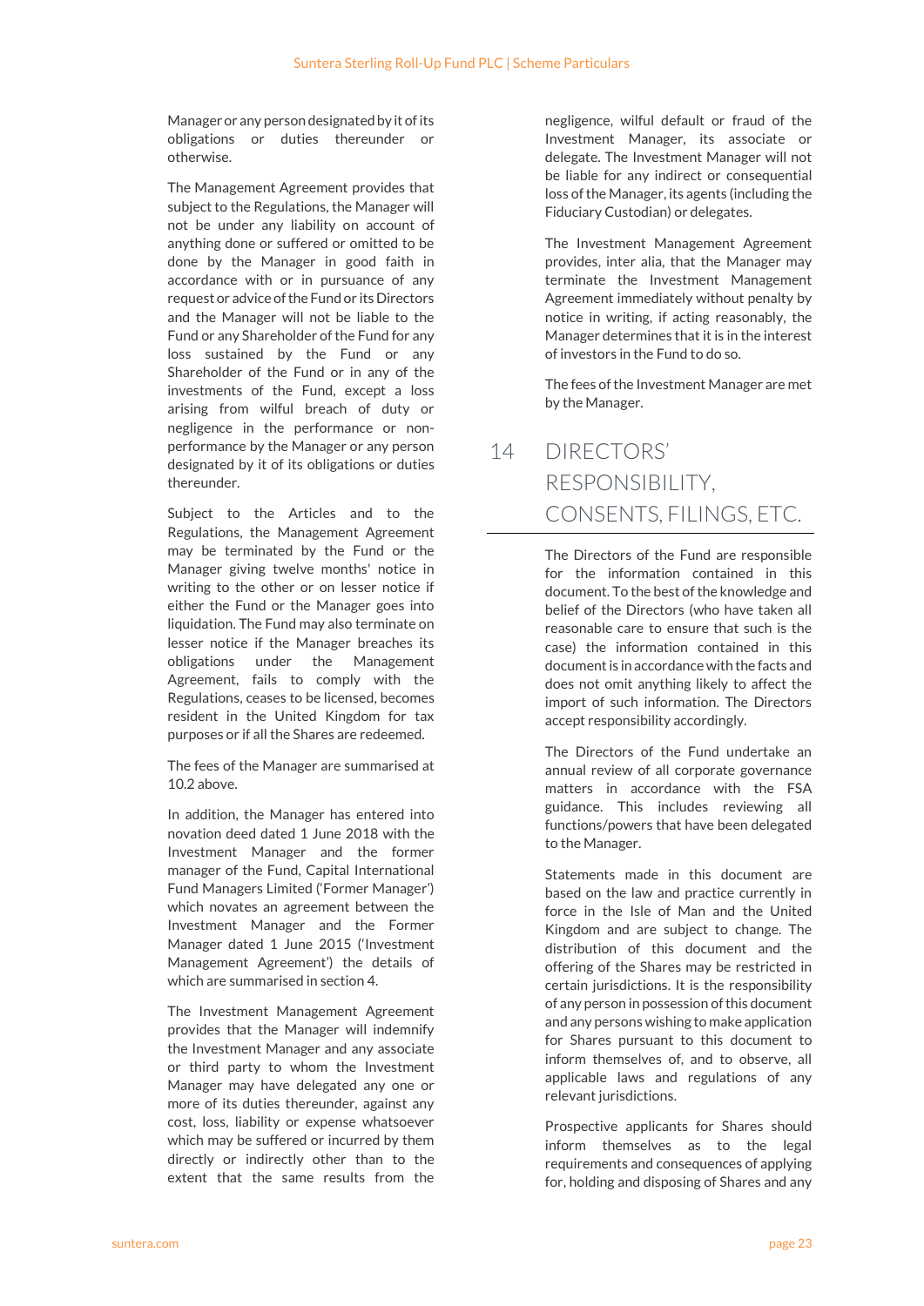Manager or any person designated by it of its obligations or duties thereunder or otherwise.

The Management Agreement provides that subject to the Regulations, the Manager will not be under any liability on account of anything done or suffered or omitted to be done by the Manager in good faith in accordance with or in pursuance of any request or advice of the Fund or its Directors and the Manager will not be liable to the Fund or any Shareholder of the Fund for any loss sustained by the Fund or any Shareholder of the Fund or in any of the investments of the Fund, except a loss arising from wilful breach of duty or negligence in the performance or non-performance by the Manager or any person designated by it of its obligations or duties thereunder.

Subject to the Articles and to the Regulations, the Management Agreement may be terminated by the Fund or the Manager giving twelve months' notice in writing to the other or on lesser notice if either the Fund or the Manager goes into liquidation. The Fund may also terminate on lesser notice if the Manager breaches its obligations under the Management Agreement, fails to comply with the Regulations, ceases to be licensed, becomes resident in the United Kingdom for tax purposes or if all the Shares are redeemed.

The fees of the Manager are summarised at 10.2 above.

In addition, the Manager has entered into novation deed dated 1 June 2018 with the Investment Manager and the former manager of the Fund, Capital International Fund Managers Limited ('Former Manager') which novates an agreement between the Investment Manager and the Former Manager dated 1 June 2015 ('Investment Management Agreement') the details of which are summarised in section 4.

The Investment Management Agreement provides that the Manager will indemnify the Investment Manager and any associate or third party to whom the Investment Manager may have delegated any one or more of its duties thereunder, against any cost, loss, liability or expense whatsoever which may be suffered or incurred by them directly or indirectly other than to the extent that the same results from the negligence, wilful default or fraud of the Investment Manager, its associate or delegate. The Investment Manager will not be liable for any indirect or consequential loss of the Manager, its agents (including the Fiduciary Custodian) or delegates.

The Investment Management Agreement provides, inter alia, that the Manager may terminate the Investment Management Agreement immediately without penalty by notice in writing, if acting reasonably, the Manager determines that it is in the interest of investors in the Fund to do so.

The fees of the Investment Manager are met by the Manager.

## 14 DIRECTORS' RESPONSIBILITY, CONSENTS, FILINGS, ETC.

The Directors of the Fund are responsible for the information contained in this document. To the best of the knowledge and belief of the Directors (who have taken all reasonable care to ensure that such is the case) the information contained in this document is in accordance with the facts and does not omit anything likely to affect the import of such information. The Directors accept responsibility accordingly.

The Directors of the Fund undertake an annual review of all corporate governance matters in accordance with the FSA guidance. This includes reviewing all functions/powers that have been delegated to the Manager.

Statements made in this document are based on the law and practice currently in force in the Isle of Man and the United Kingdom and are subject to change. The distribution of this document and the offering of the Shares may be restricted in certain jurisdictions. It is the responsibility of any person in possession of this document and any persons wishing to make application for Shares pursuant to this document to inform themselves of, and to observe, all applicable laws and regulations of any relevant jurisdictions.

Prospective applicants for Shares should inform themselves as to the legal requirements and consequences of applying for, holding and disposing of Shares and any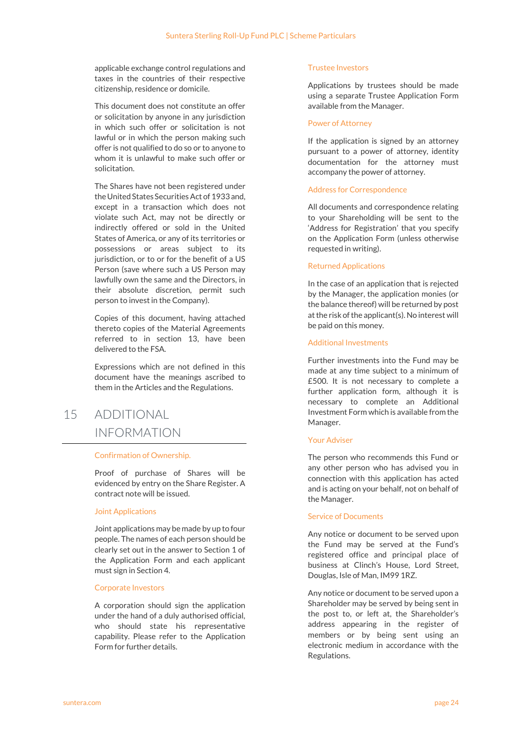applicable exchange control regulations and taxes in the countries of their respective citizenship, residence or domicile.

This document does not constitute an offer or solicitation by anyone in any jurisdiction in which such offer or solicitation is not lawful or in which the person making such offer is not qualified to do so or to anyone to whom it is unlawful to make such offer or solicitation.

The Shares have not been registered under the United States Securities Act of 1933 and, except in a transaction which does not violate such Act, may not be directly or indirectly offered or sold in the United States of America, or any of its territories or possessions or areas subject to its jurisdiction, or to or for the benefit of a US Person (save where such a US Person may lawfully own the same and the Directors, in their absolute discretion, permit such person to invest in the Company).

Copies of this document, having attached thereto copies of the Material Agreements referred to in section 13, have been delivered to the FSA.

Expressions which are not defined in this document have the meanings ascribed to them in the Articles and the Regulations.

## 15 ADDITIONAL INFORMATION

### Confirmation of Ownership.

Proof of purchase of Shares will be evidenced by entry on the Share Register. A contract note will be issued.

### Joint Applications

Joint applications may be made by up to four people. The names of each person should be clearly set out in the answer to Section 1 of the Application Form and each applicant must sign in Section 4.

### Corporate Investors

A corporation should sign the application under the hand of a duly authorised official, who should state his representative capability. Please refer to the Application Form for further details.

### Trustee Investors

Applications by trustees should be made using a separate Trustee Application Form available from the Manager.

### Power of Attorney

If the application is signed by an attorney pursuant to a power of attorney, identity documentation for the attorney must accompany the power of attorney.

### Address for Correspondence

All documents and correspondence relating to your Shareholding will be sent to the 'Address for Registration' that you specify on the Application Form (unless otherwise requested in writing).

### Returned Applications

In the case of an application that is rejected by the Manager, the application monies (or the balance thereof) will be returned by post at the risk of the applicant(s). No interest will be paid on this money.

### Additional Investments

Further investments into the Fund may be made at any time subject to a minimum of £500. It is not necessary to complete a further application form, although it is necessary to complete an Additional Investment Form which is available from the Manager.

### Your Adviser

The person who recommends this Fund or any other person who has advised you in connection with this application has acted and is acting on your behalf, not on behalf of the Manager.

### Service of Documents

Any notice or document to be served upon the Fund may be served at the Fund's registered office and principal place of business at Clinch's House, Lord Street, Douglas, Isle of Man, IM99 1RZ.

Any notice or document to be served upon a Shareholder may be served by being sent in the post to, or left at, the Shareholder's address appearing in the register of members or by being sent using an electronic medium in accordance with the Regulations.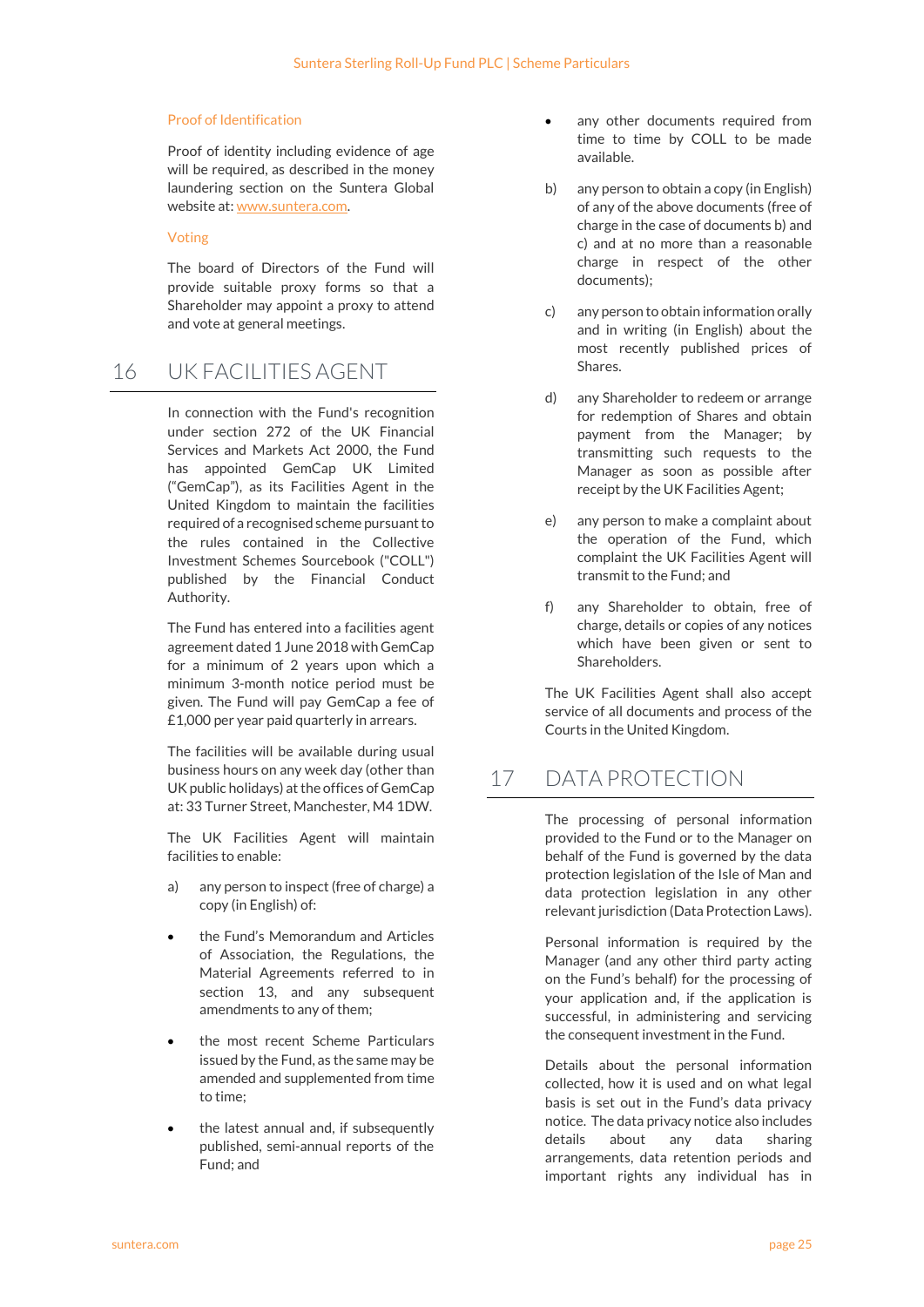### Proof of Identification

Proof of identity including evidence of age will be required, as described in the money laundering section on the Suntera Global website at: www.suntera.com.

### Voting

The board of Directors of the Fund will provide suitable proxy forms so that a Shareholder may appoint a proxy to attend and vote at general meetings.

## 16 UK FACILITIES AGENT

In connection with the Fund's recognition under section 272 of the UK Financial Services and Markets Act 2000, the Fund has appointed GemCap UK Limited ("GemCap"), as its Facilities Agent in the United Kingdom to maintain the facilities required of a recognised scheme pursuant to the rules contained in the Collective Investment Schemes Sourcebook ("COLL") published by the Financial Conduct Authority.

The Fund has entered into a facilities agent agreement dated 1 June 2018 with GemCap for a minimum of 2 years upon which a minimum 3-month notice period must be given. The Fund will pay GemCap a fee of £1,000 per year paid quarterly in arrears.

The facilities will be available during usual business hours on any week day (other than UK public holidays) at the offices of GemCap at: 33 Turner Street, Manchester, M4 1DW.

The UK Facilities Agent will maintain facilities to enable:

a) any person to inspect (free of charge) a copy (in English) of:

- the Fund's Memorandum and Articles of Association, the Regulations, the Material Agreements referred to in section 13, and any subsequent amendments to any of them;
- the most recent Scheme Particulars issued by the Fund, as the same may be amended and supplemented from time to time;
- the latest annual and, if subsequently published, semi-annual reports of the Fund; and
- any other documents required from time to time by COLL to be made available.

b) any person to obtain a copy (in English) of any of the above documents (free of charge in the case of documents b) and c) and at no more than a reasonable charge in respect of the other documents);

c) any person to obtain information orally and in writing (in English) about the most recently published prices of Shares.

d) any Shareholder to redeem or arrange for redemption of Shares and obtain payment from the Manager; by transmitting such requests to the Manager as soon as possible after receipt by the UK Facilities Agent;

e) any person to make a complaint about the operation of the Fund, which complaint the UK Facilities Agent will transmit to the Fund; and

f) any Shareholder to obtain, free of charge, details or copies of any notices which have been given or sent to Shareholders.

The UK Facilities Agent shall also accept service of all documents and process of the Courts in the United Kingdom.

## 17 DATA PROTECTION

The processing of personal information provided to the Fund or to the Manager on behalf of the Fund is governed by the data protection legislation of the Isle of Man and data protection legislation in any other relevant jurisdiction (Data Protection Laws).

Personal information is required by the Manager (and any other third party acting on the Fund's behalf) for the processing of your application and, if the application is successful, in administering and servicing the consequent investment in the Fund.

Details about the personal information collected, how it is used and on what legal basis is set out in the Fund's data privacy notice. The data privacy notice also includes details about any data sharing arrangements, data retention periods and important rights any individual has in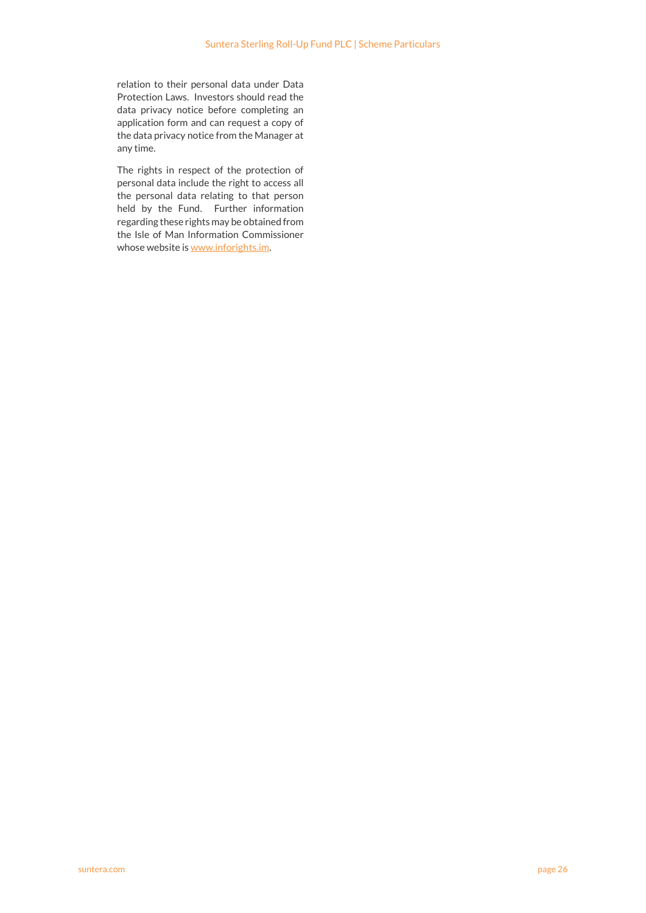relation to their personal data under Data Protection Laws. Investors should read the data privacy notice before completing an application form and can request a copy of the data privacy notice from the Manager at any time.

The rights in respect of the protection of personal data include the right to access all the personal data relating to that person held by the Fund. Further information regarding these rights may be obtained from the Isle of Man Information Commissioner whose website is www.inforights.im.